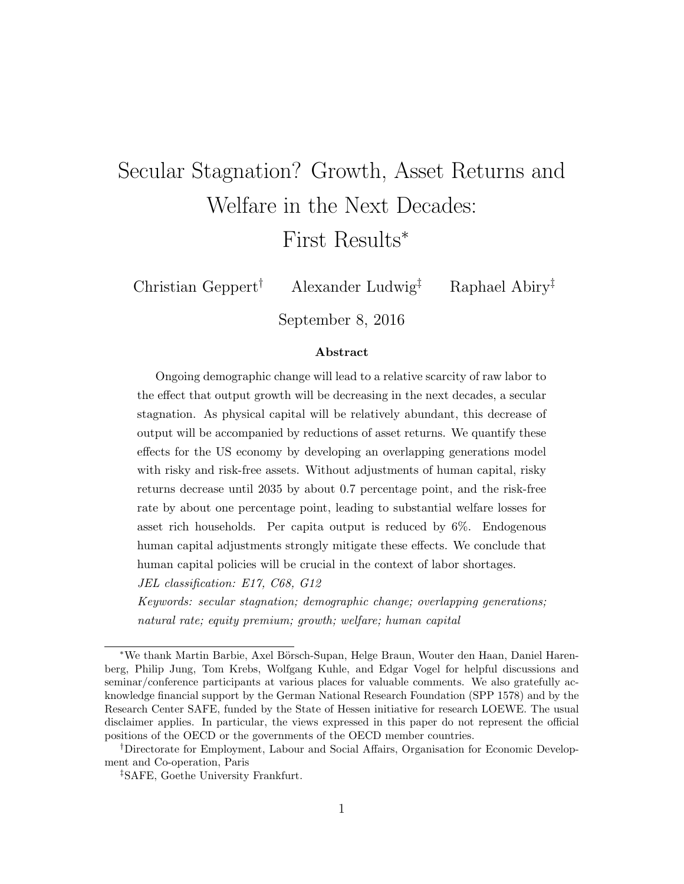# Secular Stagnation? Growth, Asset Returns and Welfare in the Next Decades: First Results*

Christian Geppert[†] Alexander Ludwig[‡] Raphael Abiry[‡]

September 8, 2016

**Abstract**

Ongoing demographic change will lead to a relative scarcity of raw labor to the effect that output growth will be decreasing in the next decades, a secular stagnation. As physical capital will be relatively abundant, this decrease of output will be accompanied by reductions of asset returns. We quantify these effects for the US economy by developing an overlapping generations model with risky and risk-free assets. Without adjustments of human capital, risky returns decrease until 2035 by about 0.7 percentage point, and the risk-free rate by about one percentage point, leading to substantial welfare losses for asset rich households. Per capita output is reduced by 6%. Endogenous human capital adjustments strongly mitigate these effects. We conclude that human capital policies will be crucial in the context of labor shortages.

*JEL classification: E17, C68, G12*

*Keywords: secular stagnation; demographic change; overlapping generations; natural rate; equity premium; growth; welfare; human capital*

---

*We thank Martin Barbie, Axel Börsch-Supan, Helge Braun, Wouter den Haan, Daniel Harenberg, Philip Jung, Tom Krebs, Wolfgang Kuhle, and Edgar Vogel for helpful discussions and seminar/conference participants at various places for valuable comments. We also gratefully acknowledge financial support by the German National Research Foundation (SPP 1578) and by the Research Center SAFE, funded by the State of Hessen initiative for research LOEWE. The usual disclaimer applies. In particular, the views expressed in this paper do not represent the official positions of the OECD or the governments of the OECD member countries.

[†]Directorate for Employment, Labour and Social Affairs, Organisation for Economic Development and Co-operation, Paris

[‡]SAFE, Goethe University Frankfurt.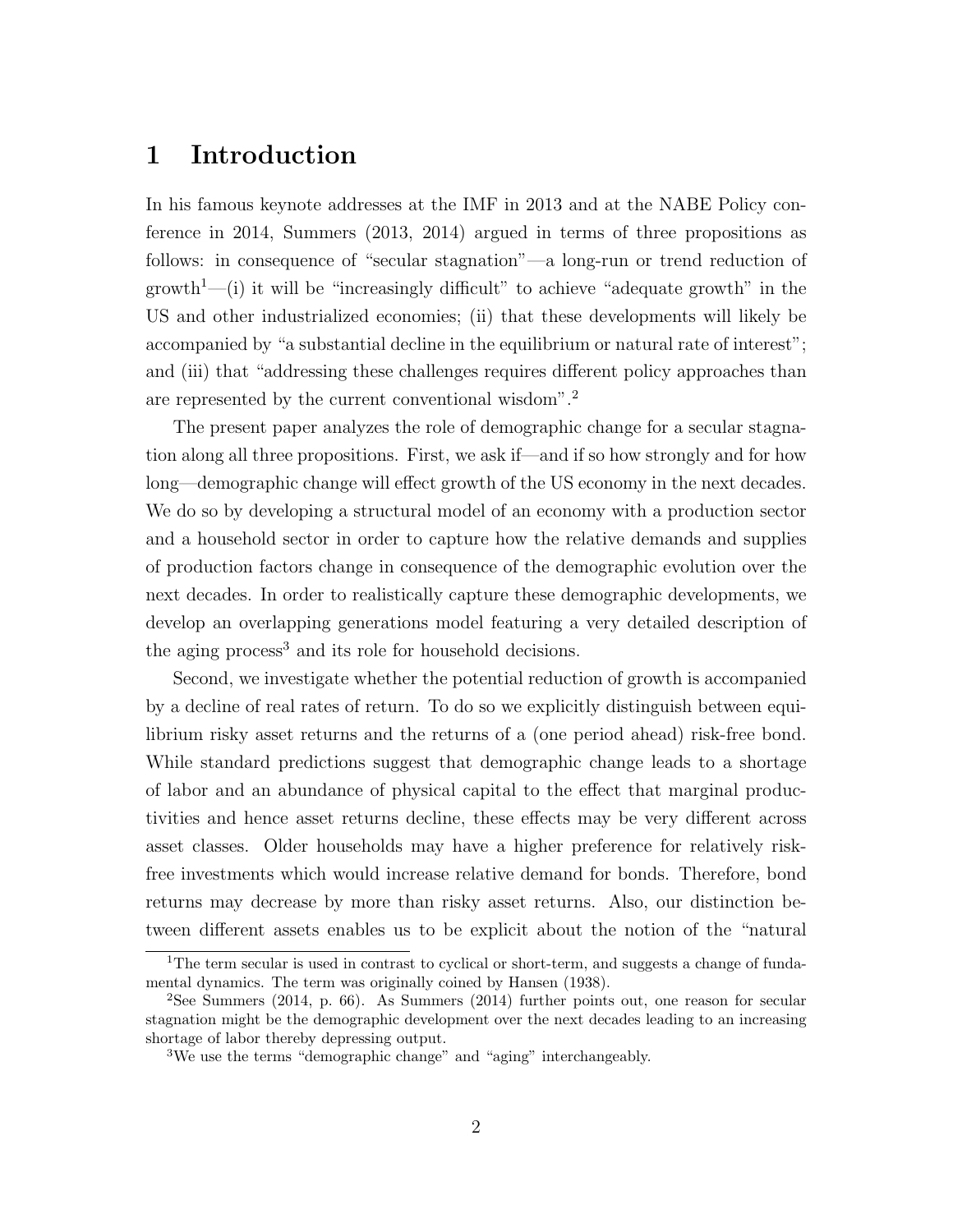# 1 Introduction

In his famous keynote addresses at the IMF in 2013 and at the NABE Policy conference in 2014, Summers (2013, 2014) argued in terms of three propositions as follows: in consequence of "secular stagnation"—a long-run or trend reduction of growth[1]—(i) it will be "increasingly difficult" to achieve "adequate growth" in the US and other industrialized economies; (ii) that these developments will likely be accompanied by "a substantial decline in the equilibrium or natural rate of interest"; and (iii) that "addressing these challenges requires different policy approaches than are represented by the current conventional wisdom".[2]

The present paper analyzes the role of demographic change for a secular stagnation along all three propositions. First, we ask if—and if so how strongly and for how long—demographic change will effect growth of the US economy in the next decades. We do so by developing a structural model of an economy with a production sector and a household sector in order to capture how the relative demands and supplies of production factors change in consequence of the demographic evolution over the next decades. In order to realistically capture these demographic developments, we develop an overlapping generations model featuring a very detailed description of the aging process[3] and its role for household decisions.

Second, we investigate whether the potential reduction of growth is accompanied by a decline of real rates of return. To do so we explicitly distinguish between equilibrium risky asset returns and the returns of a (one period ahead) risk-free bond. While standard predictions suggest that demographic change leads to a shortage of labor and an abundance of physical capital to the effect that marginal productivities and hence asset returns decline, these effects may be very different across asset classes. Older households may have a higher preference for relatively risk-free investments which would increase relative demand for bonds. Therefore, bond returns may decrease by more than risky asset returns. Also, our distinction between different assets enables us to be explicit about the notion of the "natural

[1] The term secular is used in contrast to cyclical or short-term, and suggests a change of fundamental dynamics. The term was originally coined by Hansen (1938).

[2] See Summers (2014, p. 66). As Summers (2014) further points out, one reason for secular stagnation might be the demographic development over the next decades leading to an increasing shortage of labor thereby depressing output.

[3] We use the terms "demographic change" and "aging" interchangeably.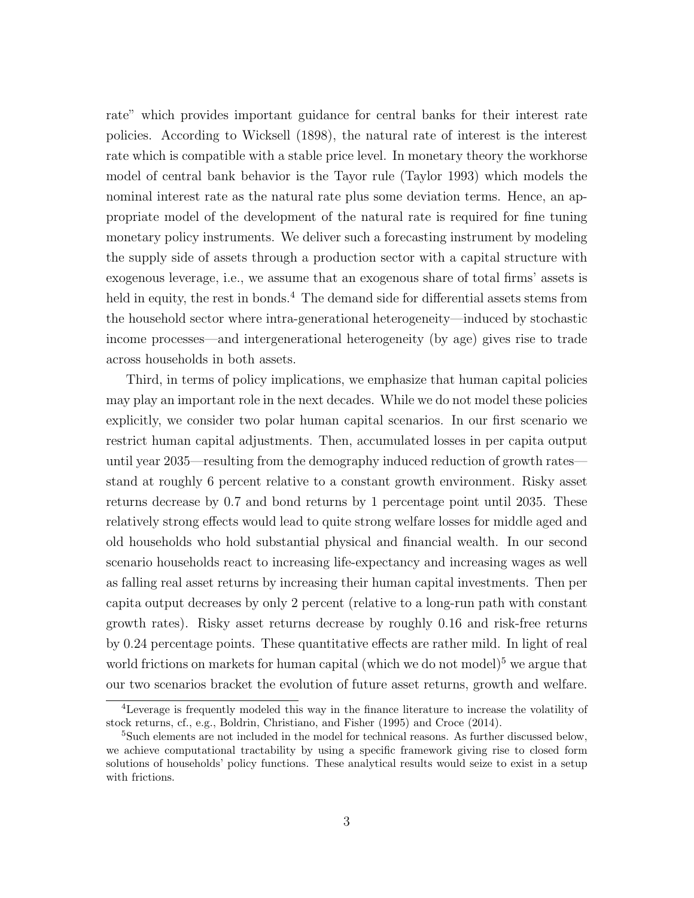rate" which provides important guidance for central banks for their interest rate policies. According to Wicksell (1898), the natural rate of interest is the interest rate which is compatible with a stable price level. In monetary theory the workhorse model of central bank behavior is the Tayor rule (Taylor 1993) which models the nominal interest rate as the natural rate plus some deviation terms. Hence, an appropriate model of the development of the natural rate is required for fine tuning monetary policy instruments. We deliver such a forecasting instrument by modeling the supply side of assets through a production sector with a capital structure with exogenous leverage, i.e., we assume that an exogenous share of total firms' assets is held in equity, the rest in bonds.[4] The demand side for differential assets stems from the household sector where intra-generational heterogeneity—induced by stochastic income processes—and intergenerational heterogeneity (by age) gives rise to trade across households in both assets.

Third, in terms of policy implications, we emphasize that human capital policies may play an important role in the next decades. While we do not model these policies explicitly, we consider two polar human capital scenarios. In our first scenario we restrict human capital adjustments. Then, accumulated losses in per capita output until year 2035—resulting from the demography induced reduction of growth rates—stand at roughly 6 percent relative to a constant growth environment. Risky asset returns decrease by 0.7 and bond returns by 1 percentage point until 2035. These relatively strong effects would lead to quite strong welfare losses for middle aged and old households who hold substantial physical and financial wealth. In our second scenario households react to increasing life-expectancy and increasing wages as well as falling real asset returns by increasing their human capital investments. Then per capita output decreases by only 2 percent (relative to a long-run path with constant growth rates). Risky asset returns decrease by roughly 0.16 and risk-free returns by 0.24 percentage points. These quantitative effects are rather mild. In light of real world frictions on markets for human capital (which we do not model)[5] we argue that our two scenarios bracket the evolution of future asset returns, growth and welfare.

[4] Leverage is frequently modeled this way in the finance literature to increase the volatility of stock returns, cf., e.g., Boldrin, Christiano, and Fisher (1995) and Croce (2014).

[5] Such elements are not included in the model for technical reasons. As further discussed below, we achieve computational tractability by using a specific framework giving rise to closed form solutions of households' policy functions. These analytical results would seize to exist in a setup with frictions.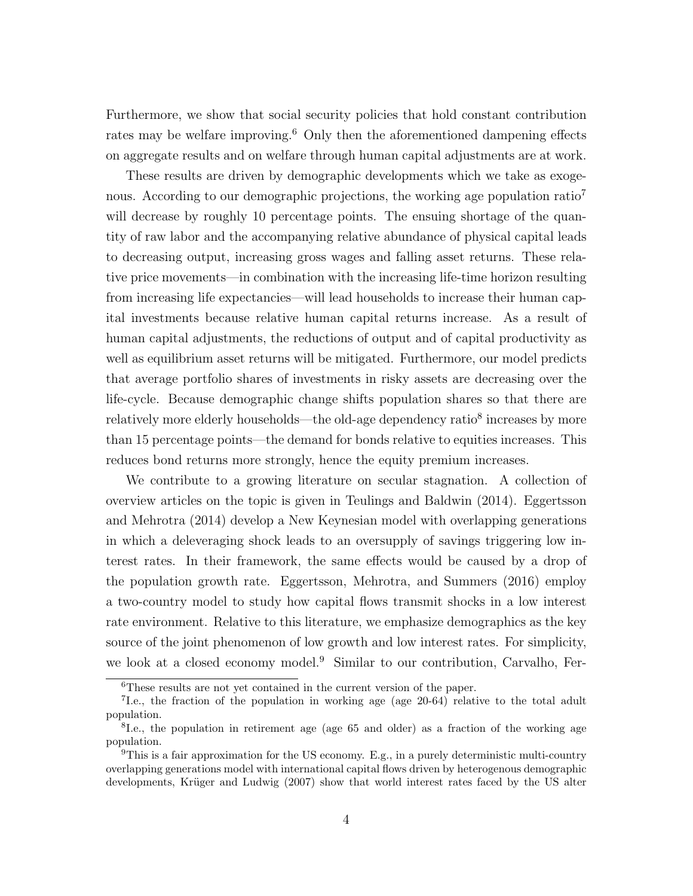Furthermore, we show that social security policies that hold constant contribution rates may be welfare improving.[6] Only then the aforementioned dampening effects on aggregate results and on welfare through human capital adjustments are at work.

These results are driven by demographic developments which we take as exogenous. According to our demographic projections, the working age population ratio[7] will decrease by roughly 10 percentage points. The ensuing shortage of the quantity of raw labor and the accompanying relative abundance of physical capital leads to decreasing output, increasing gross wages and falling asset returns. These relative price movements—in combination with the increasing life-time horizon resulting from increasing life expectancies—will lead households to increase their human capital investments because relative human capital returns increase. As a result of human capital adjustments, the reductions of output and of capital productivity as well as equilibrium asset returns will be mitigated. Furthermore, our model predicts that average portfolio shares of investments in risky assets are decreasing over the life-cycle. Because demographic change shifts population shares so that there are relatively more elderly households—the old-age dependency ratio[8] increases by more than 15 percentage points—the demand for bonds relative to equities increases. This reduces bond returns more strongly, hence the equity premium increases.

We contribute to a growing literature on secular stagnation. A collection of overview articles on the topic is given in Teulings and Baldwin (2014). Eggertsson and Mehrotra (2014) develop a New Keynesian model with overlapping generations in which a deleveraging shock leads to an oversupply of savings triggering low interest rates. In their framework, the same effects would be caused by a drop of the population growth rate. Eggertsson, Mehrotra, and Summers (2016) employ a two-country model to study how capital flows transmit shocks in a low interest rate environment. Relative to this literature, we emphasize demographics as the key source of the joint phenomenon of low growth and low interest rates. For simplicity, we look at a closed economy model.[9] Similar to our contribution, Carvalho, Fer-

---

[6] These results are not yet contained in the current version of the paper.

[7] I.e., the fraction of the population in working age (age 20-64) relative to the total adult population.

[8] I.e., the population in retirement age (age 65 and older) as a fraction of the working age population.

[9] This is a fair approximation for the US economy. E.g., in a purely deterministic multi-country overlapping generations model with international capital flows driven by heterogenous demographic developments, Krüger and Ludwig (2007) show that world interest rates faced by the US alter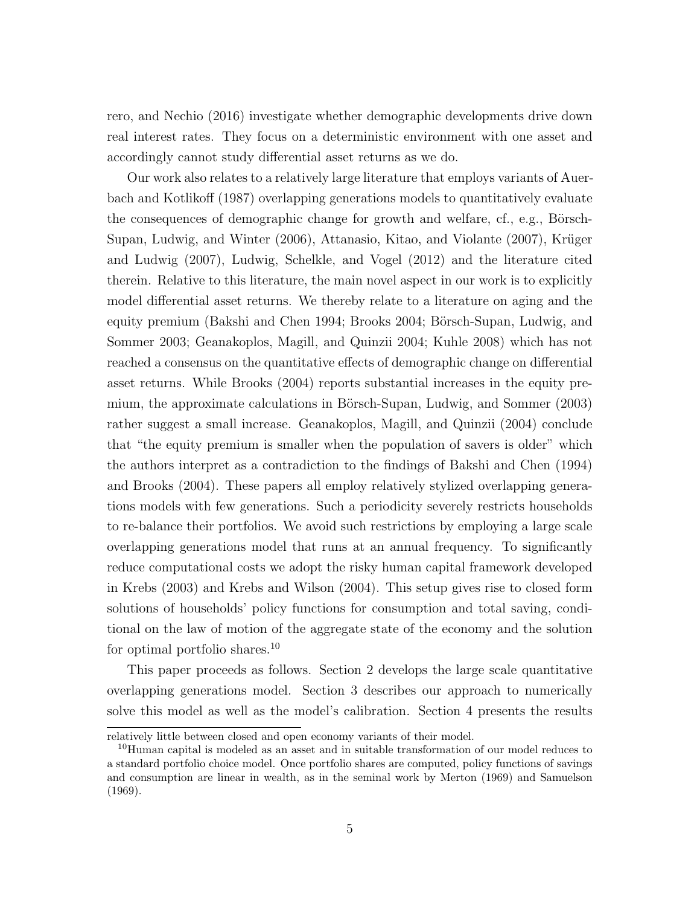rero, and Nechio (2016) investigate whether demographic developments drive down real interest rates. They focus on a deterministic environment with one asset and accordingly cannot study differential asset returns as we do.

Our work also relates to a relatively large literature that employs variants of Auerbach and Kotlikoff (1987) overlapping generations models to quantitatively evaluate the consequences of demographic change for growth and welfare, cf., e.g., Börsch-Supan, Ludwig, and Winter (2006), Attanasio, Kitao, and Violante (2007), Krüger and Ludwig (2007), Ludwig, Schelkle, and Vogel (2012) and the literature cited therein. Relative to this literature, the main novel aspect in our work is to explicitly model differential asset returns. We thereby relate to a literature on aging and the equity premium (Bakshi and Chen 1994; Brooks 2004; Börsch-Supan, Ludwig, and Sommer 2003; Geanakoplos, Magill, and Quinzii 2004; Kuhle 2008) which has not reached a consensus on the quantitative effects of demographic change on differential asset returns. While Brooks (2004) reports substantial increases in the equity premium, the approximate calculations in Börsch-Supan, Ludwig, and Sommer (2003) rather suggest a small increase. Geanakoplos, Magill, and Quinzii (2004) conclude that "the equity premium is smaller when the population of savers is older" which the authors interpret as a contradiction to the findings of Bakshi and Chen (1994) and Brooks (2004). These papers all employ relatively stylized overlapping generations models with few generations. Such a periodicity severely restricts households to re-balance their portfolios. We avoid such restrictions by employing a large scale overlapping generations model that runs at an annual frequency. To significantly reduce computational costs we adopt the risky human capital framework developed in Krebs (2003) and Krebs and Wilson (2004). This setup gives rise to closed form solutions of households' policy functions for consumption and total saving, conditional on the law of motion of the aggregate state of the economy and the solution for optimal portfolio shares.[10]

This paper proceeds as follows. Section 2 develops the large scale quantitative overlapping generations model. Section 3 describes our approach to numerically solve this model as well as the model's calibration. Section 4 presents the results

relatively little between closed and open economy variants of their model.

[10]Human capital is modeled as an asset and in suitable transformation of our model reduces to a standard portfolio choice model. Once portfolio shares are computed, policy functions of savings and consumption are linear in wealth, as in the seminal work by Merton (1969) and Samuelson (1969).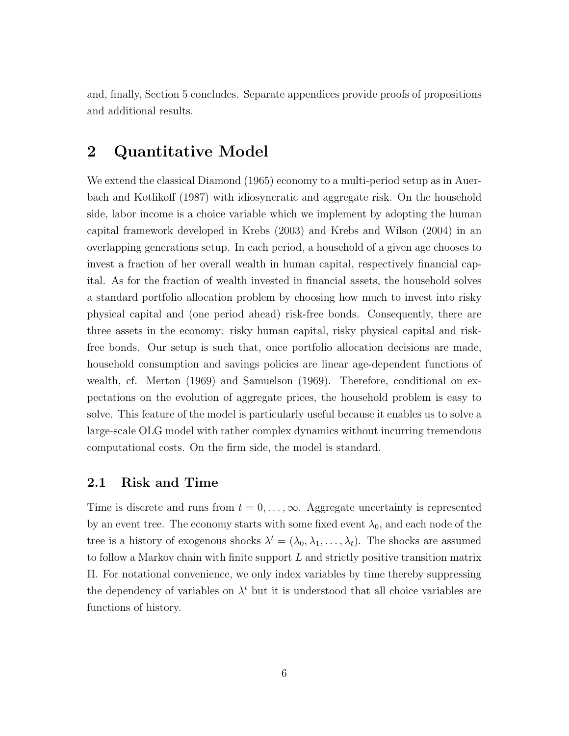and, finally, Section 5 concludes. Separate appendices provide proofs of propositions and additional results.

# 2 Quantitative Model

We extend the classical Diamond (1965) economy to a multi-period setup as in Auerbach and Kotlikoff (1987) with idiosyncratic and aggregate risk. On the household side, labor income is a choice variable which we implement by adopting the human capital framework developed in Krebs (2003) and Krebs and Wilson (2004) in an overlapping generations setup. In each period, a household of a given age chooses to invest a fraction of her overall wealth in human capital, respectively financial capital. As for the fraction of wealth invested in financial assets, the household solves a standard portfolio allocation problem by choosing how much to invest into risky physical capital and (one period ahead) risk-free bonds. Consequently, there are three assets in the economy: risky human capital, risky physical capital and risk-free bonds. Our setup is such that, once portfolio allocation decisions are made, household consumption and savings policies are linear age-dependent functions of wealth, cf. Merton (1969) and Samuelson (1969). Therefore, conditional on expectations on the evolution of aggregate prices, the household problem is easy to solve. This feature of the model is particularly useful because it enables us to solve a large-scale OLG model with rather complex dynamics without incurring tremendous computational costs. On the firm side, the model is standard.

## 2.1 Risk and Time

Time is discrete and runs from $t = 0, \ldots, \infty$. Aggregate uncertainty is represented by an event tree. The economy starts with some fixed event $\lambda_0$, and each node of the tree is a history of exogenous shocks $\lambda^t = (\lambda_0, \lambda_1, \ldots, \lambda_t)$. The shocks are assumed to follow a Markov chain with finite support $L$ and strictly positive transition matrix $\Pi$. For notational convenience, we only index variables by time thereby suppressing the dependency of variables on $\lambda^t$ but it is understood that all choice variables are functions of history.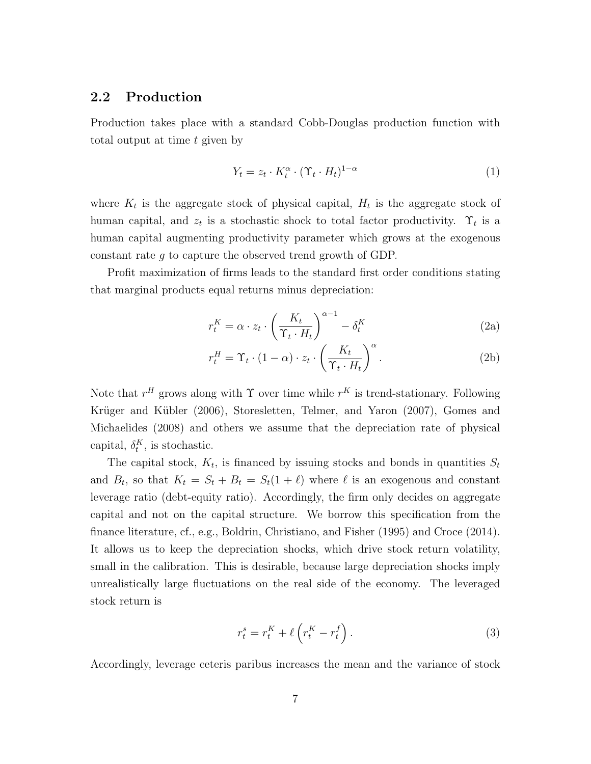## 2.2 Production

Production takes place with a standard Cobb-Douglas production function with total output at time $t$ given by

$$Y_t = z_t \cdot K_t^{\alpha} \cdot (\Upsilon_t \cdot H_t)^{1-\alpha} \tag{1}$$

where $K_t$ is the aggregate stock of physical capital, $H_t$ is the aggregate stock of human capital, and $z_t$ is a stochastic shock to total factor productivity. $\Upsilon_t$ is a human capital augmenting productivity parameter which grows at the exogenous constant rate $g$ to capture the observed trend growth of GDP.

Profit maximization of firms leads to the standard first order conditions stating that marginal products equal returns minus depreciation:

$$r_t^K = \alpha \cdot z_t \cdot \left( \frac{K_t}{\Upsilon_t \cdot H_t} \right)^{\alpha - 1} - \delta_t^K \tag{2a}$$

$$r_t^H = \Upsilon_t \cdot (1 - \alpha) \cdot z_t \cdot \left( \frac{K_t}{\Upsilon_t \cdot H_t} \right)^{\alpha}. \tag{2b}$$

Note that $r^H$ grows along with $\Upsilon$ over time while $r^K$ is trend-stationary. Following Krüger and Kübler (2006), Storesletten, Telmer, and Yaron (2007), Gomes and Michaelides (2008) and others we assume that the depreciation rate of physical capital, $\delta_t^K$, is stochastic.

The capital stock, $K_t$, is financed by issuing stocks and bonds in quantities $S_t$ and $B_t$, so that $K_t = S_t + B_t = S_t(1 + \ell)$ where $\ell$ is an exogenous and constant leverage ratio (debt-equity ratio). Accordingly, the firm only decides on aggregate capital and not on the capital structure. We borrow this specification from the finance literature, cf., e.g., Boldrin, Christiano, and Fisher (1995) and Croce (2014). It allows us to keep the depreciation shocks, which drive stock return volatility, small in the calibration. This is desirable, because large depreciation shocks imply unrealistically large fluctuations on the real side of the economy. The leveraged stock return is

$$r_t^s = r_t^K + \ell \left( r_t^K - r_t^f \right). \tag{3}$$

Accordingly, leverage ceteris paribus increases the mean and the variance of stock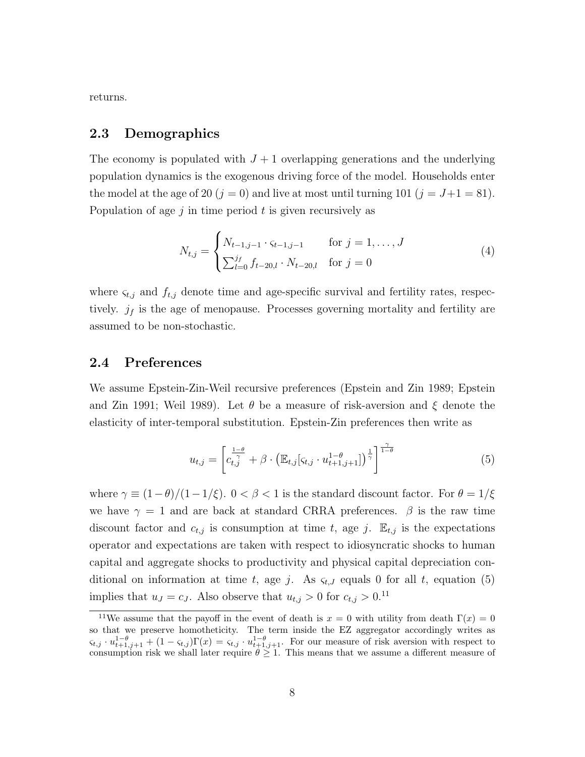returns.

## 2.3 Demographics

The economy is populated with $J+1$ overlapping generations and the underlying population dynamics is the exogenous driving force of the model. Households enter the model at the age of 20 ($j=0$) and live at most until turning 101 ($j=J+1=81$). Population of age $j$ in time period $t$ is given recursively as

$$N_{t,j} = \begin{cases} N_{t-1,j-1} \cdot \varsigma_{t-1,j-1} & \text{for } j = 1,\ldots,J \\ \sum_{l=0}^{j_f} f_{t-20,l} \cdot N_{t-20,l} & \text{for } j = 0 \end{cases} \tag{4}$$

where $\varsigma_{t,j}$ and $f_{t,j}$ denote time and age-specific survival and fertility rates, respectively. $j_f$ is the age of menopause. Processes governing mortality and fertility are assumed to be non-stochastic.

## 2.4 Preferences

We assume Epstein-Zin-Weil recursive preferences (Epstein and Zin 1989; Epstein and Zin 1991; Weil 1989). Let $\theta$ be a measure of risk-aversion and $\xi$ denote the elasticity of inter-temporal substitution. Epstein-Zin preferences then write as

$$u_{t,j} = \left[ c_{t,j}^{\frac{1-\theta}{\gamma}} + \beta \cdot \left( \mathbb{E}_{t,j}[\varsigma_{t,j} \cdot u_{t+1,j+1}^{1-\theta}] \right)^{\frac{1}{\gamma}} \right]^{\frac{\gamma}{1-\theta}} \tag{5}$$

where $\gamma \equiv (1-\theta)/(1-1/\xi)$. $0 < \beta < 1$ is the standard discount factor. For $\theta = 1/\xi$ we have $\gamma = 1$ and are back at standard CRRA preferences. $\beta$ is the raw time discount factor and $c_{t,j}$ is consumption at time $t$, age $j$. $\mathbb{E}_{t,j}$ is the expectations operator and expectations are taken with respect to idiosyncratic shocks to human capital and aggregate shocks to productivity and physical capital depreciation conditional on information at time $t$, age $j$. As $\varsigma_{t,J}$ equals 0 for all $t$, equation (5) implies that $u_J = c_J$. Also observe that $u_{t,j} > 0$ for $c_{t,j} > 0$.[11]

[11] We assume that the payoff in the event of death is $x = 0$ with utility from death $\Gamma(x) = 0$ so that we preserve homotheticity. The term inside the EZ aggregator accordingly writes as $\varsigma_{t,j} \cdot u_{t+1,j+1}^{1-\theta} + (1-\varsigma_{t,j})\Gamma(x) = \varsigma_{t,j} \cdot u_{t+1,j+1}^{1-\theta}$. For our measure of risk aversion with respect to consumption risk we shall later require $\theta \geq 1$. This means that we assume a different measure of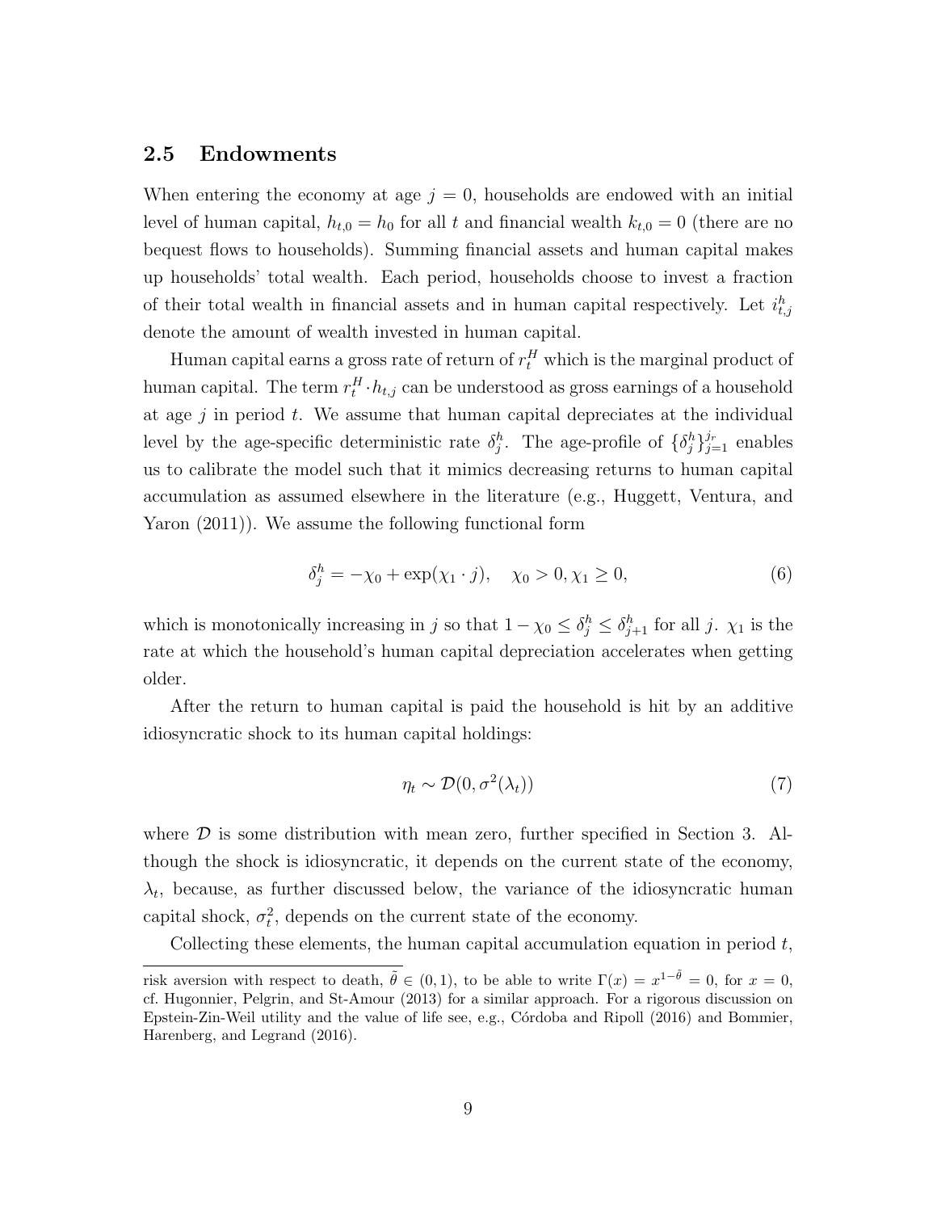## 2.5 Endowments

When entering the economy at age $j = 0$, households are endowed with an initial level of human capital, $h_{t,0} = h_0$ for all $t$ and financial wealth $k_{t,0} = 0$ (there are no bequest flows to households). Summing financial assets and human capital makes up households' total wealth. Each period, households choose to invest a fraction of their total wealth in financial assets and in human capital respectively. Let $i^h_{t,j}$ denote the amount of wealth invested in human capital.

Human capital earns a gross rate of return of $r^H_t$ which is the marginal product of human capital. The term $r^H_t \cdot h_{t,j}$ can be understood as gross earnings of a household at age $j$ in period $t$. We assume that human capital depreciates at the individual level by the age-specific deterministic rate $\delta^h_j$. The age-profile of $\{\delta^h_j\}^{j_r}_{j=1}$ enables us to calibrate the model such that it mimics decreasing returns to human capital accumulation as assumed elsewhere in the literature (e.g., Huggett, Ventura, and Yaron (2011)). We assume the following functional form

$$\delta^h_j = -\chi_0 + \exp(\chi_1 \cdot j), \quad \chi_0 > 0, \chi_1 \geq 0, \tag{6}$$

which is monotonically increasing in $j$ so that $1 - \chi_0 \leq \delta^h_j \leq \delta^h_{j+1}$ for all $j$. $\chi_1$ is the rate at which the household's human capital depreciation accelerates when getting older.

After the return to human capital is paid the household is hit by an additive idiosyncratic shock to its human capital holdings:

$$\eta_t \sim \mathcal{D}(0, \sigma^2(\lambda_t)) \tag{7}$$

where $\mathcal{D}$ is some distribution with mean zero, further specified in Section 3. Although the shock is idiosyncratic, it depends on the current state of the economy, $\lambda_t$, because, as further discussed below, the variance of the idiosyncratic human capital shock, $\sigma^2_t$, depends on the current state of the economy.

Collecting these elements, the human capital accumulation equation in period $t$,

risk aversion with respect to death, $\tilde{\theta} \in (0, 1)$, to be able to write $\Gamma(x) = x^{1-\tilde{\theta}} = 0$, for $x = 0$, cf. Hugonnier, Pelgrin, and St-Amour (2013) for a similar approach. For a rigorous discussion on Epstein-Zin-Weil utility and the value of life see, e.g., Córdoba and Ripoll (2016) and Bommier, Harenberg, and Legrand (2016).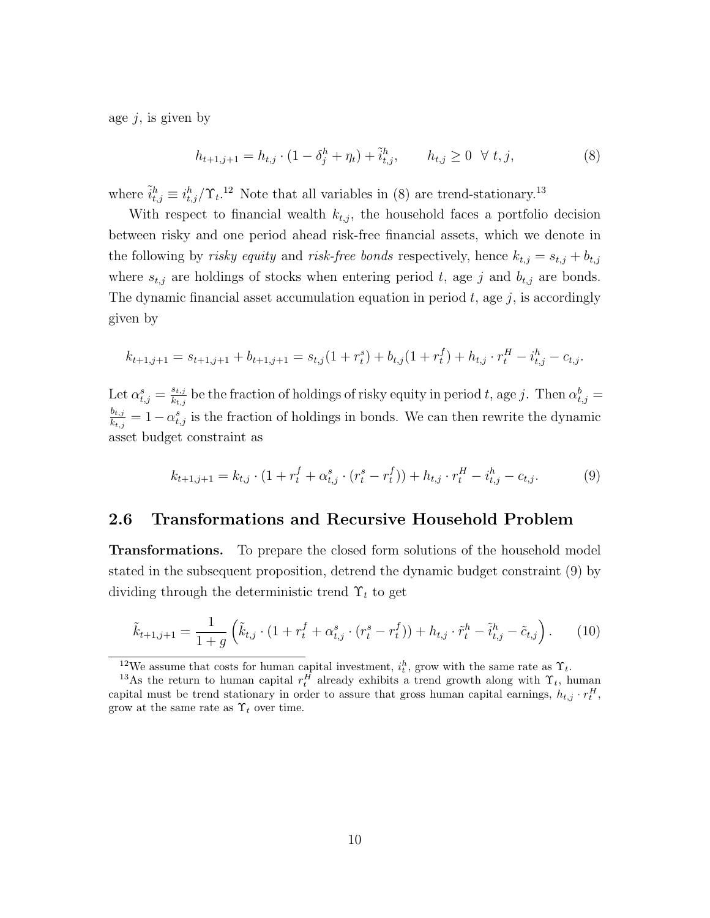age $j$, is given by

$$h_{t+1,j+1} = h_{t,j} \cdot (1 - \delta_j^h + \eta_t) + \tilde{i}_{t,j}^h, \qquad h_{t,j} \geq 0 \;\; \forall \; t, j, \tag{8}$$

where $\tilde{i}_{t,j}^h \equiv i_{t,j}^h / \Upsilon_t$.[12] Note that all variables in (8) are trend-stationary.[13]

With respect to financial wealth $k_{t,j}$, the household faces a portfolio decision between risky and one period ahead risk-free financial assets, which we denote in the following by *risky equity* and *risk-free bonds* respectively, hence $k_{t,j} = s_{t,j} + b_{t,j}$ where $s_{t,j}$ are holdings of stocks when entering period $t$, age $j$ and $b_{t,j}$ are bonds. The dynamic financial asset accumulation equation in period $t$, age $j$, is accordingly given by

$$k_{t+1,j+1} = s_{t+1,j+1} + b_{t+1,j+1} = s_{t,j}(1 + r_t^s) + b_{t,j}(1 + r_t^f) + h_{t,j} \cdot r_t^H - i_{t,j}^h - c_{t,j}.$$

Let $\alpha_{t,j}^s = \frac{s_{t,j}}{k_{t,j}}$ be the fraction of holdings of risky equity in period $t$, age $j$. Then $\alpha_{t,j}^b = \frac{b_{t,j}}{k_{t,j}} = 1 - \alpha_{t,j}^s$ is the fraction of holdings in bonds. We can then rewrite the dynamic asset budget constraint as

$$k_{t+1,j+1} = k_{t,j} \cdot (1 + r_t^f + \alpha_{t,j}^s \cdot (r_t^s - r_t^f)) + h_{t,j} \cdot r_t^H - i_{t,j}^h - c_{t,j}. \tag{9}$$

## 2.6 Transformations and Recursive Household Problem

**Transformations.** To prepare the closed form solutions of the household model stated in the subsequent proposition, detrend the dynamic budget constraint (9) by dividing through the deterministic trend $\Upsilon_t$ to get

$$\tilde{k}_{t+1,j+1} = \frac{1}{1+g} \left( \tilde{k}_{t,j} \cdot (1 + r_t^f + \alpha_{t,j}^s \cdot (r_t^s - r_t^f)) + h_{t,j} \cdot \tilde{r}_t^h - \tilde{i}_{t,j}^h - \tilde{c}_{t,j} \right). \tag{10}$$

[12] We assume that costs for human capital investment, $i_t^h$, grow with the same rate as $\Upsilon_t$.

[13] As the return to human capital $r_t^H$ already exhibits a trend growth along with $\Upsilon_t$, human capital must be trend stationary in order to assure that gross human capital earnings, $h_{t,j} \cdot r_t^H$, grow at the same rate as $\Upsilon_t$ over time.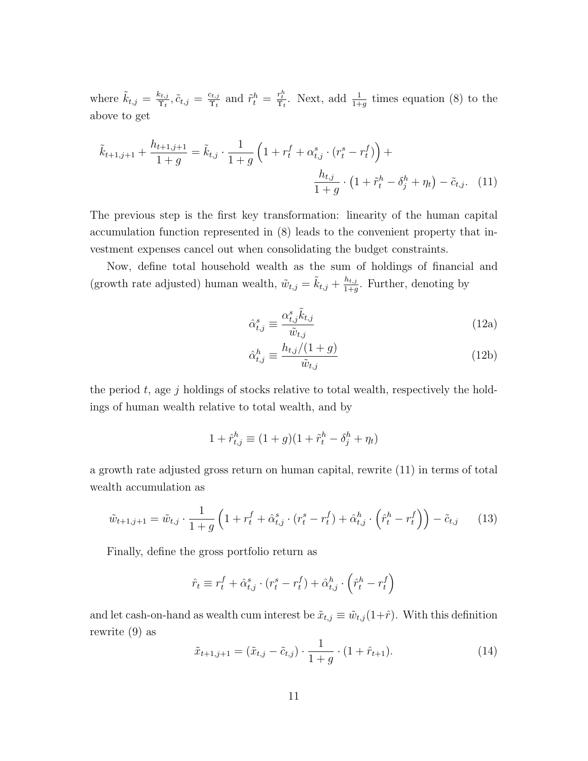where $\tilde{k}_{t,j} = \frac{k_{t,j}}{\Upsilon_t}, \tilde{c}_{t,j} = \frac{c_{t,j}}{\Upsilon_t}$ and $\tilde{r}^h_t = \frac{r^h_t}{\Upsilon_t}$. Next, add $\frac{1}{1+g}$ times equation (8) to the above to get

$$\tilde{k}_{t+1,j+1} + \frac{h_{t+1,j+1}}{1+g} = \tilde{k}_{t,j} \cdot \frac{1}{1+g} \left(1 + r^f_t + \alpha^s_{t,j} \cdot (r^s_t - r^f_t)\right) + \frac{h_{t,j}}{1+g} \cdot \left(1 + \tilde{r}^h_t - \delta^h_j + \eta_t\right) - \tilde{c}_{t,j}. \quad (11)$$

The previous step is the first key transformation: linearity of the human capital accumulation function represented in (8) leads to the convenient property that investment expenses cancel out when consolidating the budget constraints.

Now, define total household wealth as the sum of holdings of financial and (growth rate adjusted) human wealth, $\tilde{w}_{t,j} = \tilde{k}_{t,j} + \frac{h_{t,j}}{1+g}$. Further, denoting by

$$\hat{\alpha}^s_{t,j} \equiv \frac{\alpha^s_{t,j}\tilde{k}_{t,j}}{\tilde{w}_{t,j}} \quad (12a)$$

$$\hat{\alpha}^h_{t,j} \equiv \frac{h_{t,j}/(1+g)}{\tilde{w}_{t,j}} \quad (12b)$$

the period $t$, age $j$ holdings of stocks relative to total wealth, respectively the holdings of human wealth relative to total wealth, and by

$$1 + \hat{r}^h_{t,j} \equiv (1+g)(1 + \tilde{r}^h_t - \delta^h_j + \eta_t)$$

a growth rate adjusted gross return on human capital, rewrite (11) in terms of total wealth accumulation as

$$\tilde{w}_{t+1,j+1} = \tilde{w}_{t,j} \cdot \frac{1}{1+g} \left(1 + r^f_t + \hat{\alpha}^s_{t,j} \cdot (r^s_t - r^f_t) + \hat{\alpha}^h_{t,j} \cdot \left(\hat{r}^h_t - r^f_t\right)\right) - \tilde{c}_{t,j} \quad (13)$$

Finally, define the gross portfolio return as

$$\hat{r}_t \equiv r^f_t + \hat{\alpha}^s_{t,j} \cdot (r^s_t - r^f_t) + \hat{\alpha}^h_{t,j} \cdot \left(\hat{r}^h_t - r^f_t\right)$$

and let cash-on-hand as wealth cum interest be $\tilde{x}_{t,j} \equiv \tilde{w}_{t,j}(1+\hat{r})$. With this definition rewrite (9) as

$$\tilde{x}_{t+1,j+1} = (\tilde{x}_{t,j} - \tilde{c}_{t,j}) \cdot \frac{1}{1+g} \cdot (1 + \hat{r}_{t+1}). \quad (14)$$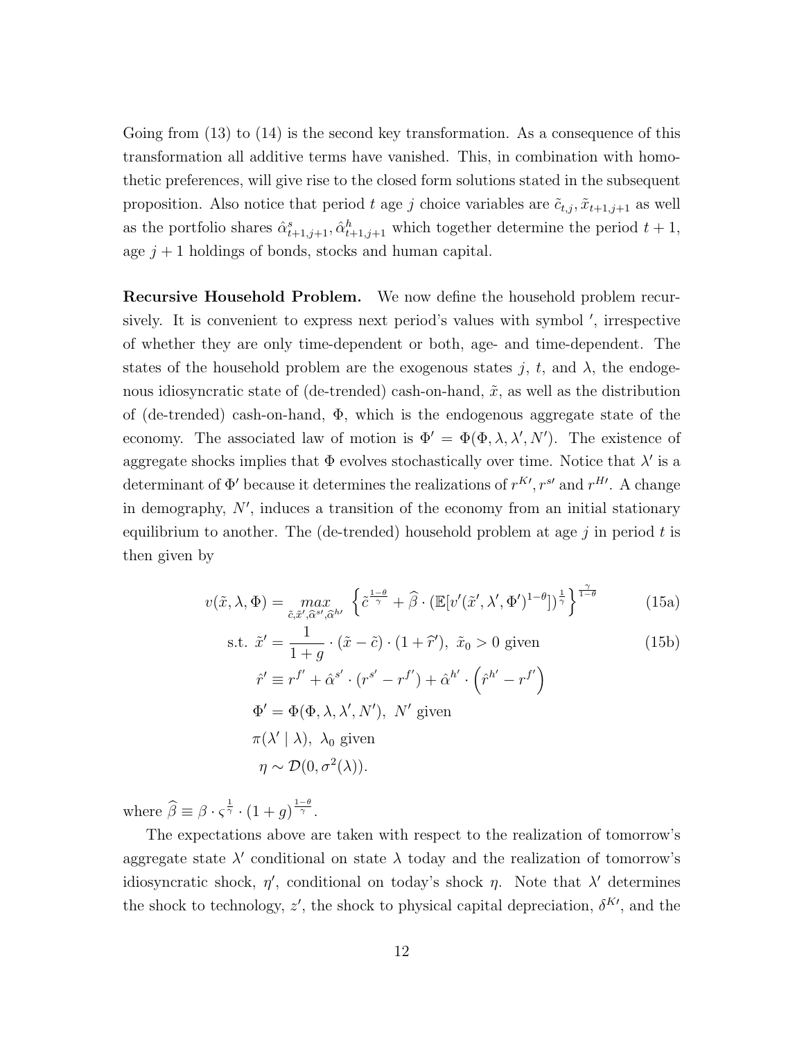Going from (13) to (14) is the second key transformation. As a consequence of this transformation all additive terms have vanished. This, in combination with homothetic preferences, will give rise to the closed form solutions stated in the subsequent proposition. Also notice that period $t$ age $j$ choice variables are $\tilde{c}_{t,j}, \tilde{x}_{t+1,j+1}$ as well as the portfolio shares $\hat{\alpha}^s_{t+1,j+1}, \hat{\alpha}^h_{t+1,j+1}$ which together determine the period $t+1$, age $j+1$ holdings of bonds, stocks and human capital.

**Recursive Household Problem.** We now define the household problem recursively. It is convenient to express next period's values with symbol $'$, irrespective of whether they are only time-dependent or both, age- and time-dependent. The states of the household problem are the exogenous states $j$, $t$, and $\lambda$, the endogenous idiosyncratic state of (de-trended) cash-on-hand, $\tilde{x}$, as well as the distribution of (de-trended) cash-on-hand, $\Phi$, which is the endogenous aggregate state of the economy. The associated law of motion is $\Phi' = \Phi(\Phi, \lambda, \lambda', N')$. The existence of aggregate shocks implies that $\Phi$ evolves stochastically over time. Notice that $\lambda'$ is a determinant of $\Phi'$ because it determines the realizations of $r^{K\prime}, r^{s\prime}$ and $r^{H\prime}$. A change in demography, $N'$, induces a transition of the economy from an initial stationary equilibrium to another. The (de-trended) household problem at age $j$ in period $t$ is then given by

$$v(\tilde{x}, \lambda, \Phi) = \max_{\tilde{c}, \tilde{x}', \widehat{\alpha}^{s\prime}, \widehat{\alpha}^{h\prime}} \left\{ \tilde{c}^{\frac{1-\theta}{\gamma}} + \widehat{\beta} \cdot \left(\mathbb{E}[v'(\tilde{x}', \lambda', \Phi')^{1-\theta}]\right)^{\frac{1}{\gamma}} \right\}^{\frac{\gamma}{1-\theta}} \tag{15a}$$

$$\begin{aligned}
\text{s.t. } \tilde{x}' &= \frac{1}{1+g} \cdot (\tilde{x} - \tilde{c}) \cdot (1 + \widehat{r}'), \ \tilde{x}_0 > 0 \text{ given} \\
\hat{r}' &\equiv r^{f'} + \hat{\alpha}^{s'} \cdot (r^{s'} - r^{f'}) + \hat{\alpha}^{h'} \cdot \left(\hat{r}^{h'} - r^{f'}\right) \\
\Phi' &= \Phi(\Phi, \lambda, \lambda', N'), \ N' \text{ given} \\
&\pi(\lambda' \mid \lambda), \ \lambda_0 \text{ given} \\
\eta &\sim \mathcal{D}(0, \sigma^2(\lambda)).
\end{aligned} \tag{15b}$$

where $\widehat{\beta} \equiv \beta \cdot \varsigma^{\frac{1}{\gamma}} \cdot (1+g)^{\frac{1-\theta}{\gamma}}$.

The expectations above are taken with respect to the realization of tomorrow's aggregate state $\lambda'$ conditional on state $\lambda$ today and the realization of tomorrow's idiosyncratic shock, $\eta'$, conditional on today's shock $\eta$. Note that $\lambda'$ determines the shock to technology, $z'$, the shock to physical capital depreciation, $\delta^{K\prime}$, and the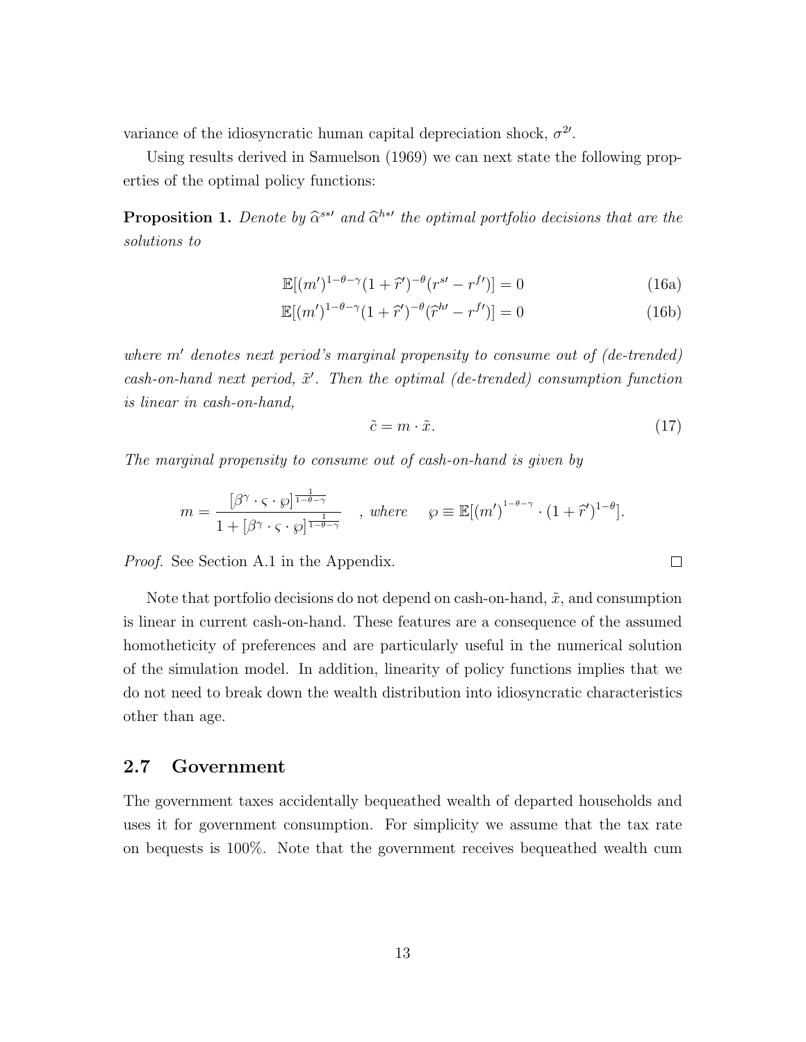variance of the idiosyncratic human capital depreciation shock, $\sigma^{2\prime}$.

Using results derived in Samuelson (1969) we can next state the following properties of the optimal policy functions:

**Proposition 1.** *Denote by $\widehat{\alpha}^{s*\prime}$ and $\widehat{\alpha}^{h*\prime}$ the optimal portfolio decisions that are the solutions to*

$$\mathbb{E}[(m')^{1-\theta-\gamma}(1+\widehat{r}')^{-\theta}(r^{s\prime}-r^{f\prime})] = 0 \tag{16a}$$

$$\mathbb{E}[(m')^{1-\theta-\gamma}(1+\widehat{r}')^{-\theta}(\widehat{r}^{h\prime}-r^{f\prime})] = 0 \tag{16b}$$

*where $m'$ denotes next period's marginal propensity to consume out of (de-trended) cash-on-hand next period, $\tilde{x}'$. Then the optimal (de-trended) consumption function is linear in cash-on-hand,*

$$\tilde{c} = m \cdot \tilde{x}. \tag{17}$$

*The marginal propensity to consume out of cash-on-hand is given by*

$$m = \frac{[\beta^{\gamma} \cdot \varsigma \cdot \wp]^{\frac{1}{1-\theta-\gamma}}}{1 + [\beta^{\gamma} \cdot \varsigma \cdot \wp]^{\frac{1}{1-\theta-\gamma}}} \quad , \textit{ where } \quad \wp \equiv \mathbb{E}[(m')^{1-\theta-\gamma} \cdot (1+\widehat{r}')^{1-\theta}].$$

*Proof.* See Section A.1 in the Appendix. □

Note that portfolio decisions do not depend on cash-on-hand, $\tilde{x}$, and consumption is linear in current cash-on-hand. These features are a consequence of the assumed homotheticity of preferences and are particularly useful in the numerical solution of the simulation model. In addition, linearity of policy functions implies that we do not need to break down the wealth distribution into idiosyncratic characteristics other than age.

## 2.7 Government

The government taxes accidentally bequeathed wealth of departed households and uses it for government consumption. For simplicity we assume that the tax rate on bequests is 100%. Note that the government receives bequeathed wealth cum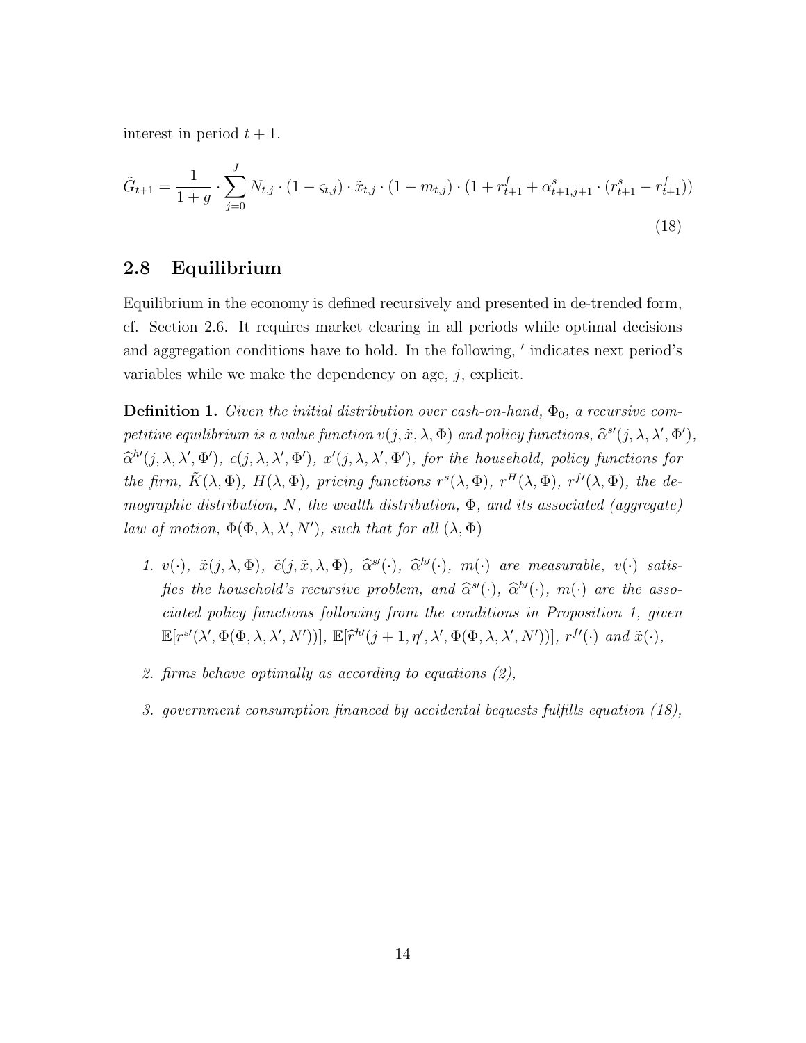interest in period $t+1$.

$$\tilde{G}_{t+1} = \frac{1}{1+g} \cdot \sum_{j=0}^{J} N_{t,j} \cdot (1-\varsigma_{t,j}) \cdot \tilde{x}_{t,j} \cdot (1-m_{t,j}) \cdot (1 + r^f_{t+1} + \alpha^s_{t+1,j+1} \cdot (r^s_{t+1} - r^f_{t+1})) \tag{18}$$

## 2.8 Equilibrium

Equilibrium in the economy is defined recursively and presented in de-trended form, cf. Section 2.6. It requires market clearing in all periods while optimal decisions and aggregation conditions have to hold. In the following, $'$ indicates next period's variables while we make the dependency on age, $j$, explicit.

**Definition 1.** *Given the initial distribution over cash-on-hand, $\Phi_0$, a recursive competitive equilibrium is a value function $v(j, \tilde{x}, \lambda, \Phi)$ and policy functions, $\widehat{\alpha}^{s\prime}(j, \lambda, \lambda', \Phi')$, $\widehat{\alpha}^{h\prime}(j, \lambda, \lambda', \Phi')$, $c(j, \lambda, \lambda', \Phi')$, $x'(j, \lambda, \lambda', \Phi')$, for the household, policy functions for the firm, $\tilde{K}(\lambda, \Phi)$, $H(\lambda, \Phi)$, pricing functions $r^s(\lambda, \Phi)$, $r^H(\lambda, \Phi)$, $r^{f\prime}(\lambda, \Phi)$, the demographic distribution, $N$, the wealth distribution, $\Phi$, and its associated (aggregate) law of motion, $\Phi(\Phi, \lambda, \lambda', N')$, such that for all $(\lambda, \Phi)$*

1. *$v(\cdot)$, $\tilde{x}(j, \lambda, \Phi)$, $\tilde{c}(j, \tilde{x}, \lambda, \Phi)$, $\widehat{\alpha}^{s\prime}(\cdot)$, $\widehat{\alpha}^{h\prime}(\cdot)$, $m(\cdot)$ are measurable, $v(\cdot)$ satisfies the household's recursive problem, and $\widehat{\alpha}^{s\prime}(\cdot)$, $\widehat{\alpha}^{h\prime}(\cdot)$, $m(\cdot)$ are the associated policy functions following from the conditions in Proposition 1, given $\mathbb{E}[r^{s\prime}(\lambda', \Phi(\Phi, \lambda, \lambda', N'))]$, $\mathbb{E}[\widehat{r}^{h\prime}(j+1, \eta', \lambda', \Phi(\Phi, \lambda, \lambda', N'))]$, $r^{f\prime}(\cdot)$ and $\tilde{x}(\cdot)$,*

2. *firms behave optimally as according to equations (2),*

3. *government consumption financed by accidental bequests fulfills equation (18),*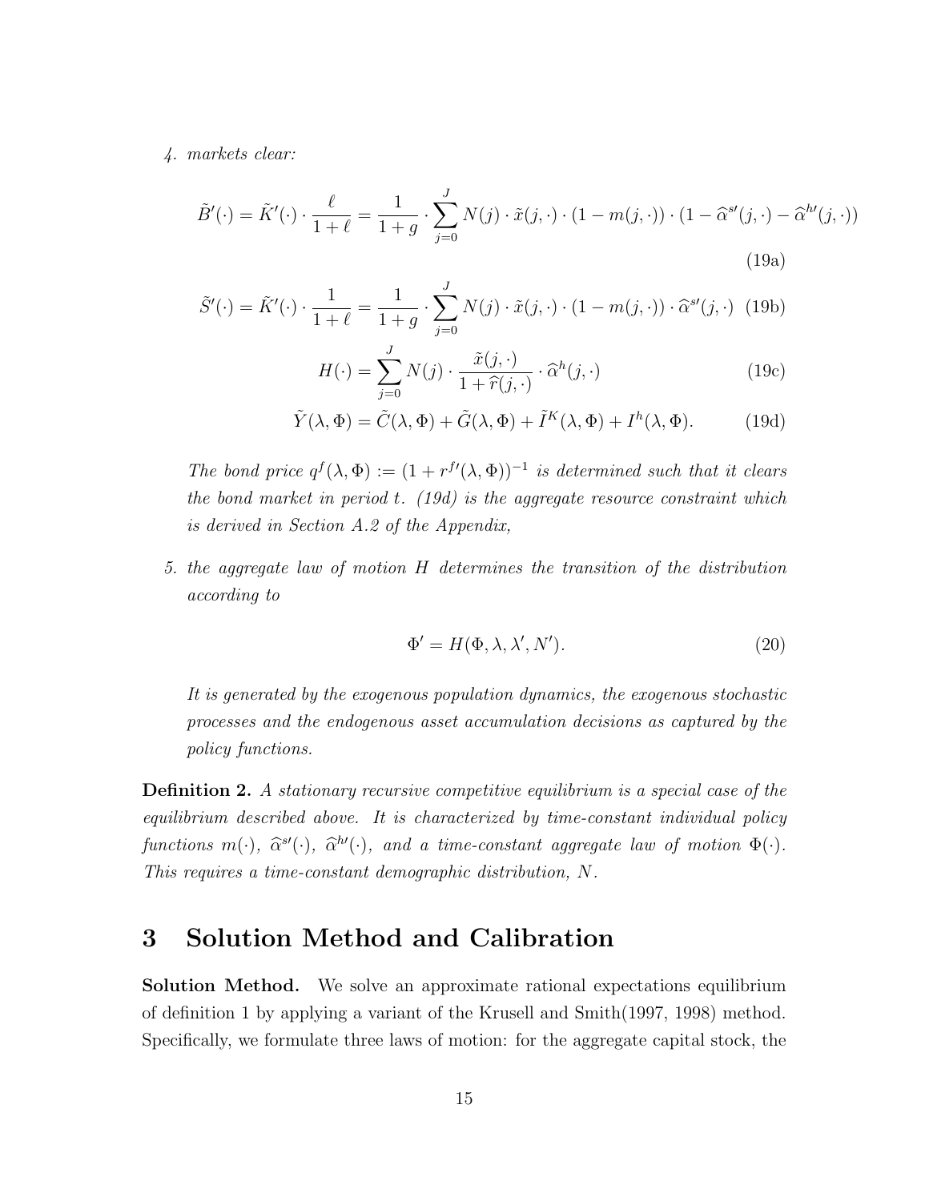4. *markets clear:*

$$\tilde{B}'(\cdot) = \tilde{K}'(\cdot) \cdot \frac{\ell}{1+\ell} = \frac{1}{1+g} \cdot \sum_{j=0}^{J} N(j) \cdot \tilde{x}(j,\cdot) \cdot (1 - m(j,\cdot)) \cdot (1 - \widehat{\alpha}^{s\prime}(j,\cdot) - \widehat{\alpha}^{h\prime}(j,\cdot)) \tag{19a}$$

$$\tilde{S}'(\cdot) = \tilde{K}'(\cdot) \cdot \frac{1}{1+\ell} = \frac{1}{1+g} \cdot \sum_{j=0}^{J} N(j) \cdot \tilde{x}(j,\cdot) \cdot (1 - m(j,\cdot)) \cdot \widehat{\alpha}^{s\prime}(j,\cdot) \tag{19b}$$

$$H(\cdot) = \sum_{j=0}^{J} N(j) \cdot \frac{\tilde{x}(j,\cdot)}{1+\widehat{r}(j,\cdot)} \cdot \widehat{\alpha}^{h}(j,\cdot) \tag{19c}$$

$$\tilde{Y}(\lambda,\Phi) = \tilde{C}(\lambda,\Phi) + \tilde{G}(\lambda,\Phi) + \tilde{I}^{K}(\lambda,\Phi) + I^{h}(\lambda,\Phi). \tag{19d}$$

*The bond price $q^f(\lambda,\Phi) := (1 + r^{f\prime}(\lambda,\Phi))^{-1}$ is determined such that it clears the bond market in period $t$. (19d) is the aggregate resource constraint which is derived in Section A.2 of the Appendix,*

5. *the aggregate law of motion $H$ determines the transition of the distribution according to*

$$\Phi' = H(\Phi, \lambda, \lambda', N'). \tag{20}$$

*It is generated by the exogenous population dynamics, the exogenous stochastic processes and the endogenous asset accumulation decisions as captured by the policy functions.*

**Definition 2.** *A stationary recursive competitive equilibrium is a special case of the equilibrium described above. It is characterized by time-constant individual policy functions $m(\cdot)$, $\widehat{\alpha}^{s\prime}(\cdot)$, $\widehat{\alpha}^{h\prime}(\cdot)$, and a time-constant aggregate law of motion $\Phi(\cdot)$. This requires a time-constant demographic distribution, $N$.*

# 3 Solution Method and Calibration

**Solution Method.** We solve an approximate rational expectations equilibrium of definition 1 by applying a variant of the Krusell and Smith(1997, 1998) method. Specifically, we formulate three laws of motion: for the aggregate capital stock, the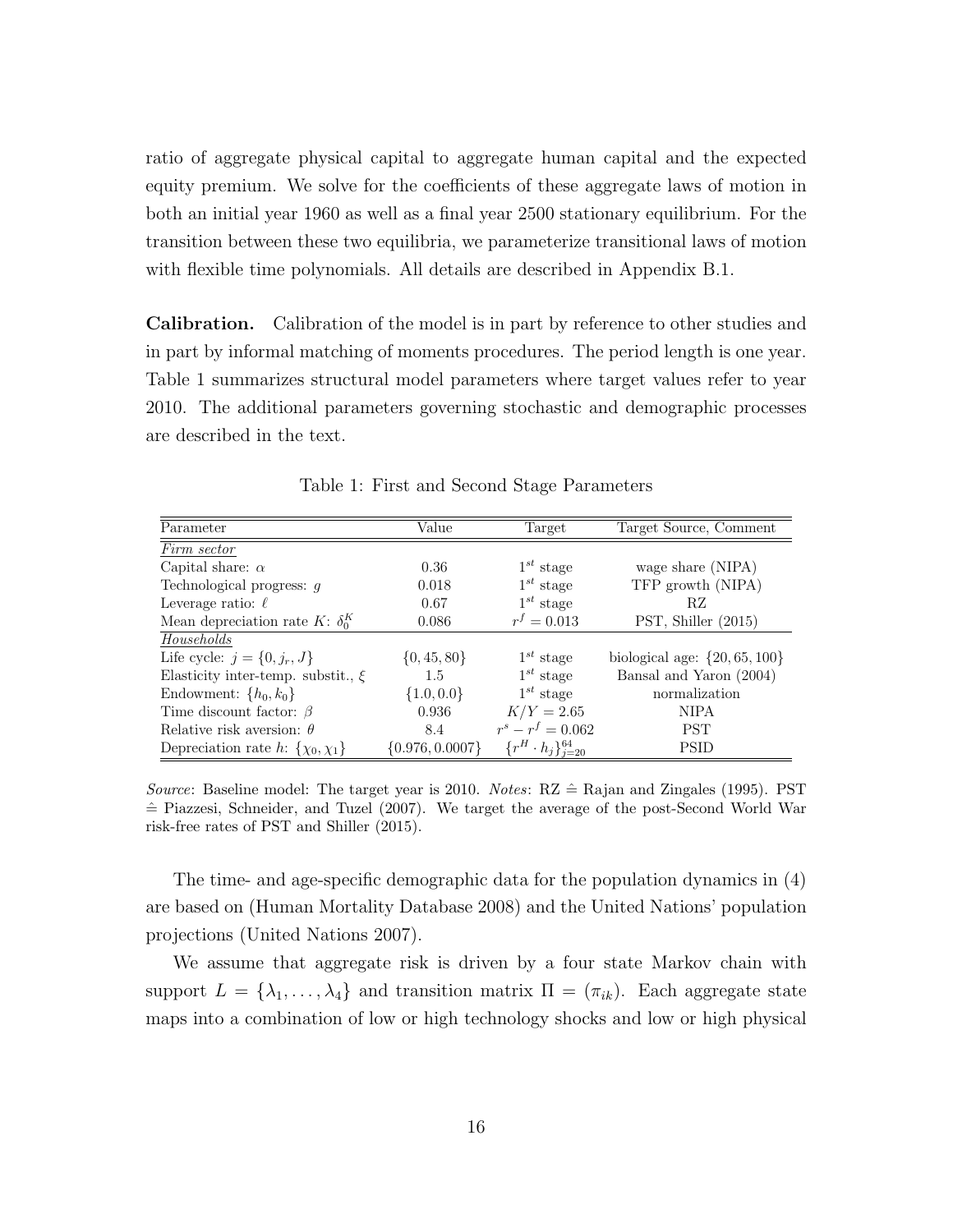ratio of aggregate physical capital to aggregate human capital and the expected equity premium. We solve for the coefficients of these aggregate laws of motion in both an initial year 1960 as well as a final year 2500 stationary equilibrium. For the transition between these two equilibria, we parameterize transitional laws of motion with flexible time polynomials. All details are described in Appendix B.1.

**Calibration.** Calibration of the model is in part by reference to other studies and in part by informal matching of moments procedures. The period length is one year. Table 1 summarizes structural model parameters where target values refer to year 2010. The additional parameters governing stochastic and demographic processes are described in the text.

Table 1: First and Second Stage Parameters

| Parameter | Value | Target | Target Source, Comment |
| --- | --- | --- | --- |
| *Firm sector* | | | |
| Capital share: $\alpha$ | 0.36 | $1^{st}$ stage | wage share (NIPA) |
| Technological progress: $g$ | 0.018 | $1^{st}$ stage | TFP growth (NIPA) |
| Leverage ratio: $\ell$ | 0.67 | $1^{st}$ stage | RZ |
| Mean depreciation rate $K$: $\delta_0^K$ | 0.086 | $r^f = 0.013$ | PST, Shiller (2015) |
| *Households* | | | |
| Life cycle: $j = \{0, j_r, J\}$ | $\{0, 45, 80\}$ | $1^{st}$ stage | biological age: $\{20, 65, 100\}$ |
| Elasticity inter-temp. substit., $\xi$ | 1.5 | $1^{st}$ stage | Bansal and Yaron (2004) |
| Endowment: $\{h_0, k_0\}$ | $\{1.0, 0.0\}$ | $1^{st}$ stage | normalization |
| Time discount factor: $\beta$ | 0.936 | $K/Y = 2.65$ | NIPA |
| Relative risk aversion: $\theta$ | 8.4 | $r^s - r^f = 0.062$ | PST |
| Depreciation rate $h$: $\{\chi_0, \chi_1\}$ | $\{0.976, 0.0007\}$ | $\{r^H \cdot h_j\}_{j=20}^{64}$ | PSID |

*Source*: Baseline model: The target year is 2010. *Notes*: RZ $\hat{=}$ Rajan and Zingales (1995). PST $\hat{=}$ Piazzesi, Schneider, and Tuzel (2007). We target the average of the post-Second World War risk-free rates of PST and Shiller (2015).

The time- and age-specific demographic data for the population dynamics in (4) are based on (Human Mortality Database 2008) and the United Nations' population projections (United Nations 2007).

We assume that aggregate risk is driven by a four state Markov chain with support $L = \{\lambda_1, \ldots, \lambda_4\}$ and transition matrix $\Pi = (\pi_{ik})$. Each aggregate state maps into a combination of low or high technology shocks and low or high physical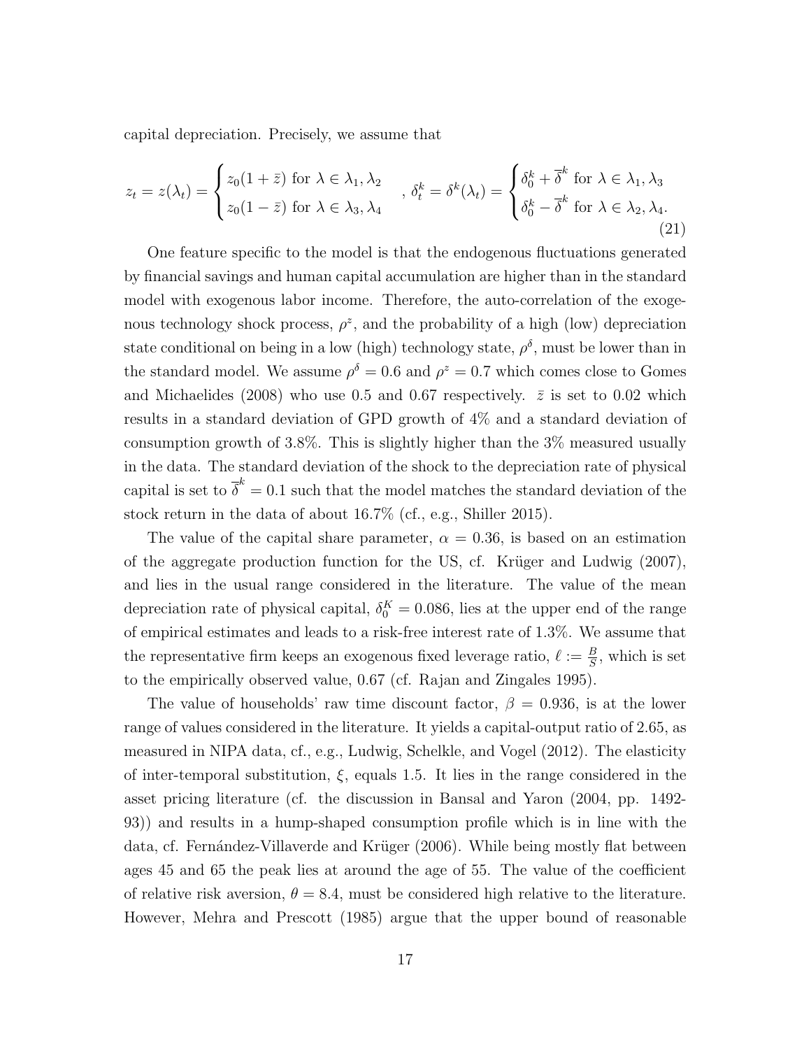capital depreciation. Precisely, we assume that

$$z_t = z(\lambda_t) = \begin{cases} z_0(1+\bar{z}) \text{ for } \lambda \in \lambda_1, \lambda_2 \\ z_0(1-\bar{z}) \text{ for } \lambda \in \lambda_3, \lambda_4 \end{cases}, \; \delta_t^k = \delta^k(\lambda_t) = \begin{cases} \delta_0^k + \overline{\delta}^k \text{ for } \lambda \in \lambda_1, \lambda_3 \\ \delta_0^k - \overline{\delta}^k \text{ for } \lambda \in \lambda_2, \lambda_4. \end{cases} \tag{21}$$

One feature specific to the model is that the endogenous fluctuations generated by financial savings and human capital accumulation are higher than in the standard model with exogenous labor income. Therefore, the auto-correlation of the exogenous technology shock process, $\rho^z$, and the probability of a high (low) depreciation state conditional on being in a low (high) technology state, $\rho^\delta$, must be lower than in the standard model. We assume $\rho^\delta = 0.6$ and $\rho^z = 0.7$ which comes close to Gomes and Michaelides (2008) who use 0.5 and 0.67 respectively. $\bar{z}$ is set to 0.02 which results in a standard deviation of GPD growth of 4% and a standard deviation of consumption growth of 3.8%. This is slightly higher than the 3% measured usually in the data. The standard deviation of the shock to the depreciation rate of physical capital is set to $\overline{\delta}^k = 0.1$ such that the model matches the standard deviation of the stock return in the data of about 16.7% (cf., e.g., Shiller 2015).

The value of the capital share parameter, $\alpha = 0.36$, is based on an estimation of the aggregate production function for the US, cf. Krüger and Ludwig (2007), and lies in the usual range considered in the literature. The value of the mean depreciation rate of physical capital, $\delta_0^K = 0.086$, lies at the upper end of the range of empirical estimates and leads to a risk-free interest rate of 1.3%. We assume that the representative firm keeps an exogenous fixed leverage ratio, $\ell := \frac{B}{S}$, which is set to the empirically observed value, 0.67 (cf. Rajan and Zingales 1995).

The value of households' raw time discount factor, $\beta = 0.936$, is at the lower range of values considered in the literature. It yields a capital-output ratio of 2.65, as measured in NIPA data, cf., e.g., Ludwig, Schelkle, and Vogel (2012). The elasticity of inter-temporal substitution, $\xi$, equals 1.5. It lies in the range considered in the asset pricing literature (cf. the discussion in Bansal and Yaron (2004, pp. 1492-93)) and results in a hump-shaped consumption profile which is in line with the data, cf. Fernández-Villaverde and Krüger (2006). While being mostly flat between ages 45 and 65 the peak lies at around the age of 55. The value of the coefficient of relative risk aversion, $\theta = 8.4$, must be considered high relative to the literature. However, Mehra and Prescott (1985) argue that the upper bound of reasonable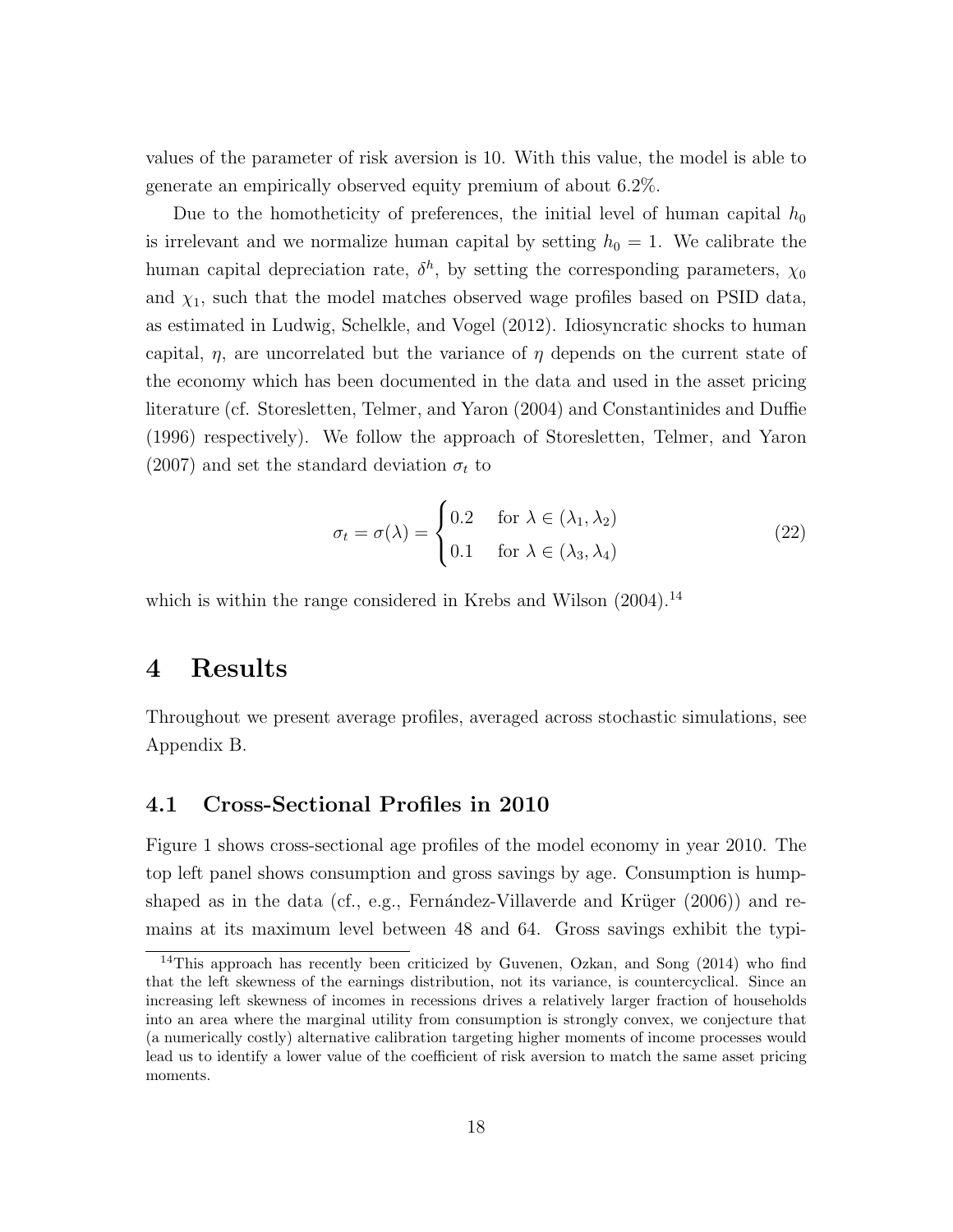values of the parameter of risk aversion is 10. With this value, the model is able to generate an empirically observed equity premium of about 6.2%.

Due to the homotheticity of preferences, the initial level of human capital $h_0$ is irrelevant and we normalize human capital by setting $h_0 = 1$. We calibrate the human capital depreciation rate, $\delta^h$, by setting the corresponding parameters, $\chi_0$ and $\chi_1$, such that the model matches observed wage profiles based on PSID data, as estimated in Ludwig, Schelkle, and Vogel (2012). Idiosyncratic shocks to human capital, $\eta$, are uncorrelated but the variance of $\eta$ depends on the current state of the economy which has been documented in the data and used in the asset pricing literature (cf. Storesletten, Telmer, and Yaron (2004) and Constantinides and Duffie (1996) respectively). We follow the approach of Storesletten, Telmer, and Yaron (2007) and set the standard deviation $\sigma_t$ to

$$\sigma_t = \sigma(\lambda) = \begin{cases} 0.2 & \text{for } \lambda \in (\lambda_1, \lambda_2) \\ 0.1 & \text{for } \lambda \in (\lambda_3, \lambda_4) \end{cases} \tag{22}$$

which is within the range considered in Krebs and Wilson (2004).[14]

# 4 Results

Throughout we present average profiles, averaged across stochastic simulations, see Appendix B.

## 4.1 Cross-Sectional Profiles in 2010

Figure 1 shows cross-sectional age profiles of the model economy in year 2010. The top left panel shows consumption and gross savings by age. Consumption is hump-shaped as in the data (cf., e.g., Fernández-Villaverde and Krüger (2006)) and remains at its maximum level between 48 and 64. Gross savings exhibit the typi-

[14] This approach has recently been criticized by Guvenen, Ozkan, and Song (2014) who find that the left skewness of the earnings distribution, not its variance, is countercyclical. Since an increasing left skewness of incomes in recessions drives a relatively larger fraction of households into an area where the marginal utility from consumption is strongly convex, we conjecture that (a numerically costly) alternative calibration targeting higher moments of income processes would lead us to identify a lower value of the coefficient of risk aversion to match the same asset pricing moments.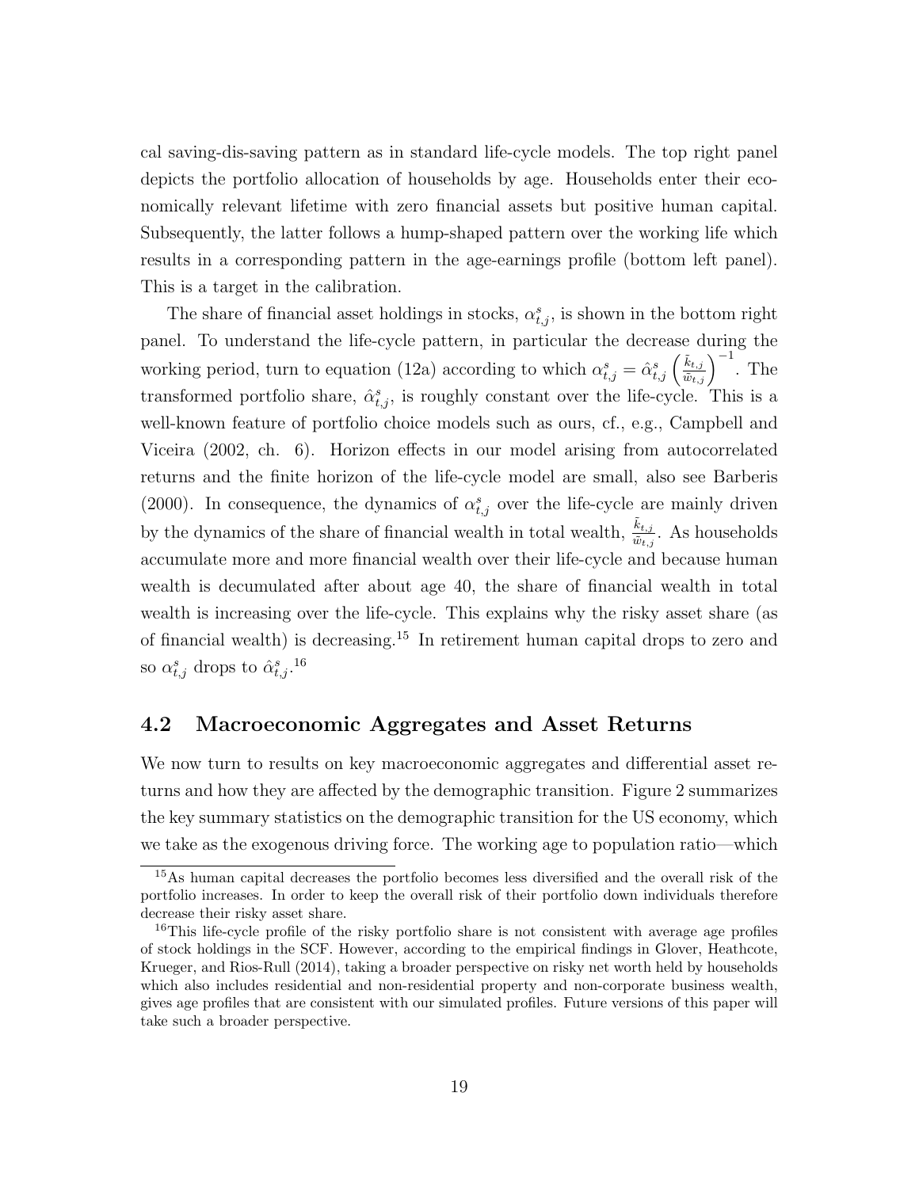cal saving-dis-saving pattern as in standard life-cycle models. The top right panel depicts the portfolio allocation of households by age. Households enter their economically relevant lifetime with zero financial assets but positive human capital. Subsequently, the latter follows a hump-shaped pattern over the working life which results in a corresponding pattern in the age-earnings profile (bottom left panel). This is a target in the calibration.

The share of financial asset holdings in stocks, $\alpha^s_{t,j}$, is shown in the bottom right panel. To understand the life-cycle pattern, in particular the decrease during the working period, turn to equation (12a) according to which $\alpha^s_{t,j} = \hat{\alpha}^s_{t,j} \left(\frac{\tilde{k}_{t,j}}{\tilde{w}_{t,j}}\right)^{-1}$. The transformed portfolio share, $\hat{\alpha}^s_{t,j}$, is roughly constant over the life-cycle. This is a well-known feature of portfolio choice models such as ours, cf., e.g., Campbell and Viceira (2002, ch. 6). Horizon effects in our model arising from autocorrelated returns and the finite horizon of the life-cycle model are small, also see Barberis (2000). In consequence, the dynamics of $\alpha^s_{t,j}$ over the life-cycle are mainly driven by the dynamics of the share of financial wealth in total wealth, $\frac{\tilde{k}_{t,j}}{\tilde{w}_{t,j}}$. As households accumulate more and more financial wealth over their life-cycle and because human wealth is decumulated after about age 40, the share of financial wealth in total wealth is increasing over the life-cycle. This explains why the risky asset share (as of financial wealth) is decreasing.[15] In retirement human capital drops to zero and so $\alpha^s_{t,j}$ drops to $\hat{\alpha}^s_{t,j}$.[16]

## 4.2 Macroeconomic Aggregates and Asset Returns

We now turn to results on key macroeconomic aggregates and differential asset returns and how they are affected by the demographic transition. Figure 2 summarizes the key summary statistics on the demographic transition for the US economy, which we take as the exogenous driving force. The working age to population ratio—which

[15] As human capital decreases the portfolio becomes less diversified and the overall risk of the portfolio increases. In order to keep the overall risk of their portfolio down individuals therefore decrease their risky asset share.

[16] This life-cycle profile of the risky portfolio share is not consistent with average age profiles of stock holdings in the SCF. However, according to the empirical findings in Glover, Heathcote, Krueger, and Rios-Rull (2014), taking a broader perspective on risky net worth held by households which also includes residential and non-residential property and non-corporate business wealth, gives age profiles that are consistent with our simulated profiles. Future versions of this paper will take such a broader perspective.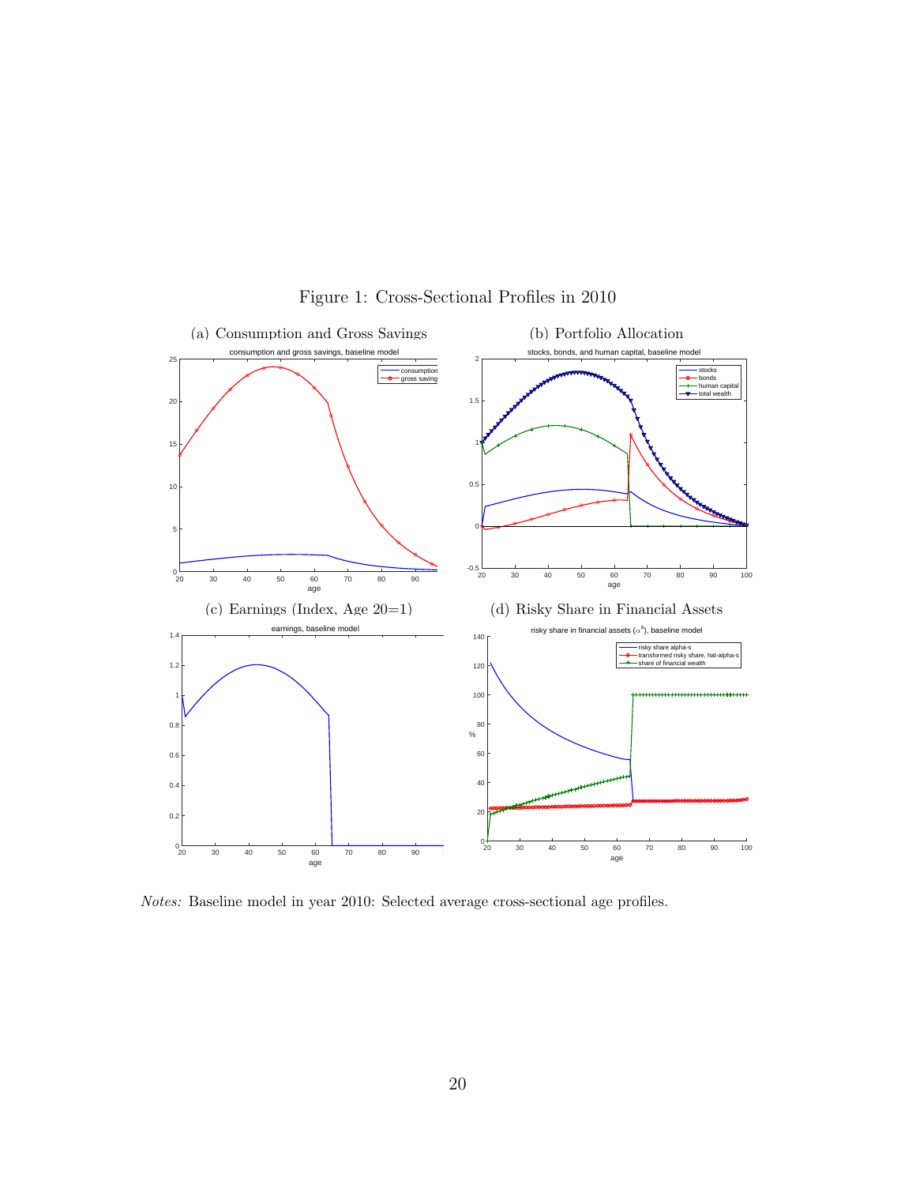Figure 1: Cross-Sectional Profiles in 2010

(a) Consumption and Gross Savings

(b) Portfolio Allocation

(c) Earnings (Index, Age 20=1)

(d) Risky Share in Financial Assets

*Notes:* Baseline model in year 2010: Selected average cross-sectional age profiles.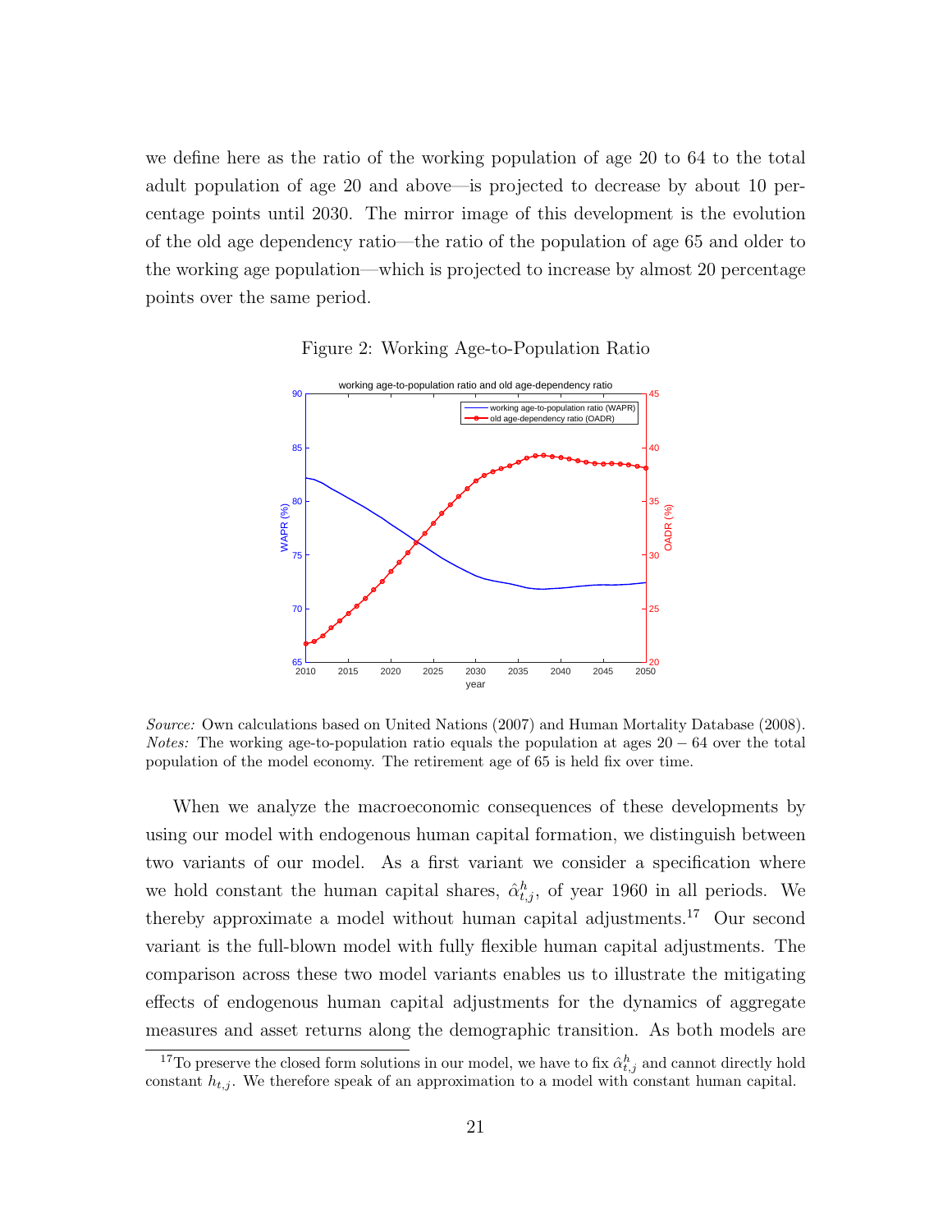we define here as the ratio of the working population of age 20 to 64 to the total adult population of age 20 and above—is projected to decrease by about 10 percentage points until 2030. The mirror image of this development is the evolution of the old age dependency ratio—the ratio of the population of age 65 and older to the working age population—which is projected to increase by almost 20 percentage points over the same period.

Figure 2: Working Age-to-Population Ratio

*Source:* Own calculations based on United Nations (2007) and Human Mortality Database (2008). *Notes:* The working age-to-population ratio equals the population at ages $20-64$ over the total population of the model economy. The retirement age of 65 is held fix over time.

When we analyze the macroeconomic consequences of these developments by using our model with endogenous human capital formation, we distinguish between two variants of our model. As a first variant we consider a specification where we hold constant the human capital shares, $\hat{\alpha}^h_{t,j}$, of year 1960 in all periods. We thereby approximate a model without human capital adjustments.[17] Our second variant is the full-blown model with fully flexible human capital adjustments. The comparison across these two model variants enables us to illustrate the mitigating effects of endogenous human capital adjustments for the dynamics of aggregate measures and asset returns along the demographic transition. As both models are

[17] To preserve the closed form solutions in our model, we have to fix $\hat{\alpha}^h_{t,j}$ and cannot directly hold constant $h_{t,j}$. We therefore speak of an approximation to a model with constant human capital.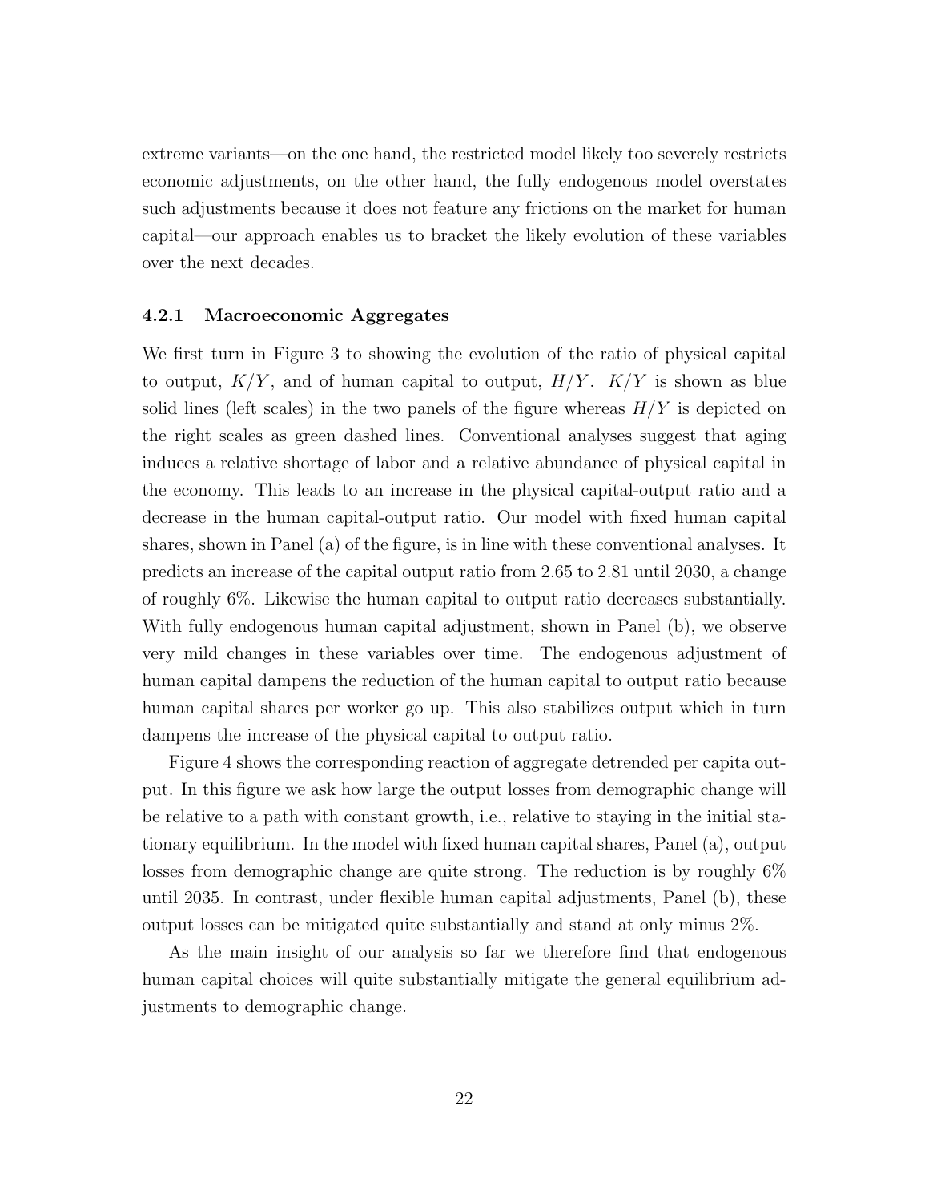extreme variants—on the one hand, the restricted model likely too severely restricts economic adjustments, on the other hand, the fully endogenous model overstates such adjustments because it does not feature any frictions on the market for human capital—our approach enables us to bracket the likely evolution of these variables over the next decades.

### 4.2.1 Macroeconomic Aggregates

We first turn in Figure 3 to showing the evolution of the ratio of physical capital to output, $K/Y$, and of human capital to output, $H/Y$. $K/Y$ is shown as blue solid lines (left scales) in the two panels of the figure whereas $H/Y$ is depicted on the right scales as green dashed lines. Conventional analyses suggest that aging induces a relative shortage of labor and a relative abundance of physical capital in the economy. This leads to an increase in the physical capital-output ratio and a decrease in the human capital-output ratio. Our model with fixed human capital shares, shown in Panel (a) of the figure, is in line with these conventional analyses. It predicts an increase of the capital output ratio from 2.65 to 2.81 until 2030, a change of roughly 6%. Likewise the human capital to output ratio decreases substantially. With fully endogenous human capital adjustment, shown in Panel (b), we observe very mild changes in these variables over time. The endogenous adjustment of human capital dampens the reduction of the human capital to output ratio because human capital shares per worker go up. This also stabilizes output which in turn dampens the increase of the physical capital to output ratio.

Figure 4 shows the corresponding reaction of aggregate detrended per capita output. In this figure we ask how large the output losses from demographic change will be relative to a path with constant growth, i.e., relative to staying in the initial stationary equilibrium. In the model with fixed human capital shares, Panel (a), output losses from demographic change are quite strong. The reduction is by roughly 6% until 2035. In contrast, under flexible human capital adjustments, Panel (b), these output losses can be mitigated quite substantially and stand at only minus 2%.

As the main insight of our analysis so far we therefore find that endogenous human capital choices will quite substantially mitigate the general equilibrium adjustments to demographic change.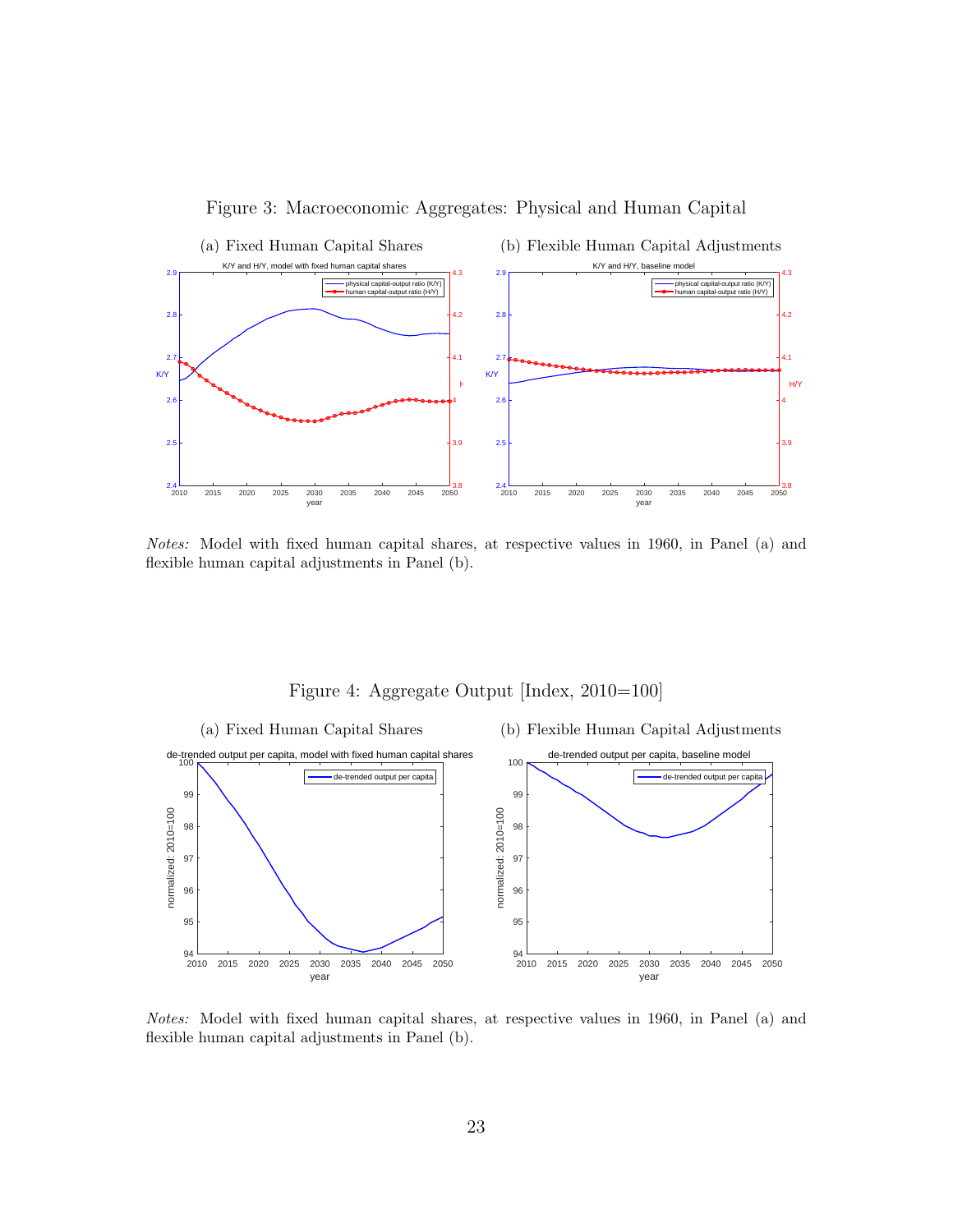Figure 3: Macroeconomic Aggregates: Physical and Human Capital

(a) Fixed Human Capital Shares

(b) Flexible Human Capital Adjustments

*Notes:* Model with fixed human capital shares, at respective values in 1960, in Panel (a) and flexible human capital adjustments in Panel (b).

Figure 4: Aggregate Output [Index, 2010=100]

(a) Fixed Human Capital Shares

(b) Flexible Human Capital Adjustments

*Notes:* Model with fixed human capital shares, at respective values in 1960, in Panel (a) and flexible human capital adjustments in Panel (b).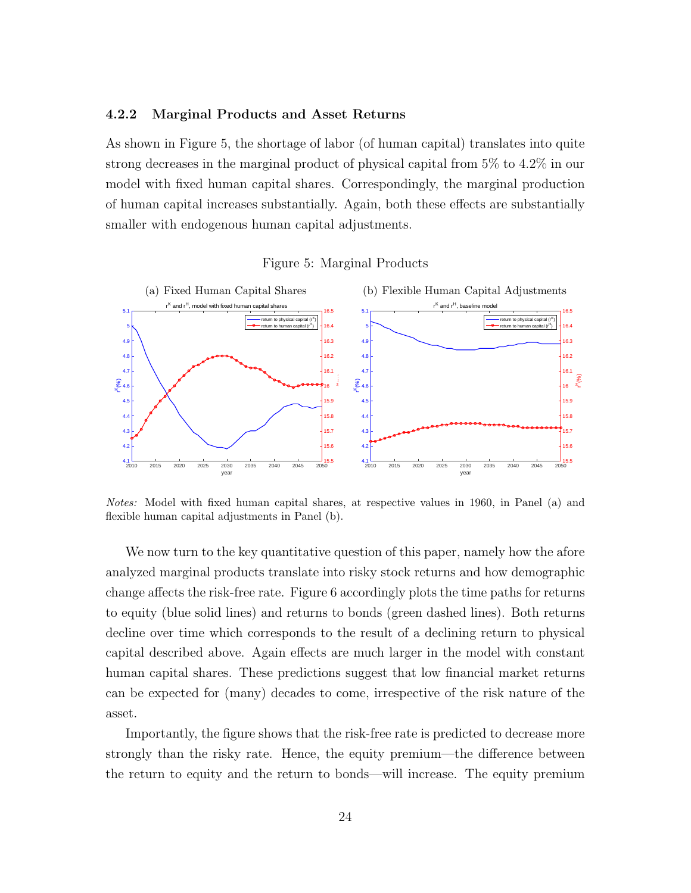### 4.2.2 Marginal Products and Asset Returns

As shown in Figure 5, the shortage of labor (of human capital) translates into quite strong decreases in the marginal product of physical capital from 5% to 4.2% in our model with fixed human capital shares. Correspondingly, the marginal production of human capital increases substantially. Again, both these effects are substantially smaller with endogenous human capital adjustments.

Figure 5: Marginal Products

(a) Fixed Human Capital Shares (b) Flexible Human Capital Adjustments

*Notes:* Model with fixed human capital shares, at respective values in 1960, in Panel (a) and flexible human capital adjustments in Panel (b).

We now turn to the key quantitative question of this paper, namely how the afore analyzed marginal products translate into risky stock returns and how demographic change affects the risk-free rate. Figure 6 accordingly plots the time paths for returns to equity (blue solid lines) and returns to bonds (green dashed lines). Both returns decline over time which corresponds to the result of a declining return to physical capital described above. Again effects are much larger in the model with constant human capital shares. These predictions suggest that low financial market returns can be expected for (many) decades to come, irrespective of the risk nature of the asset.

Importantly, the figure shows that the risk-free rate is predicted to decrease more strongly than the risky rate. Hence, the equity premium—the difference between the return to equity and the return to bonds—will increase. The equity premium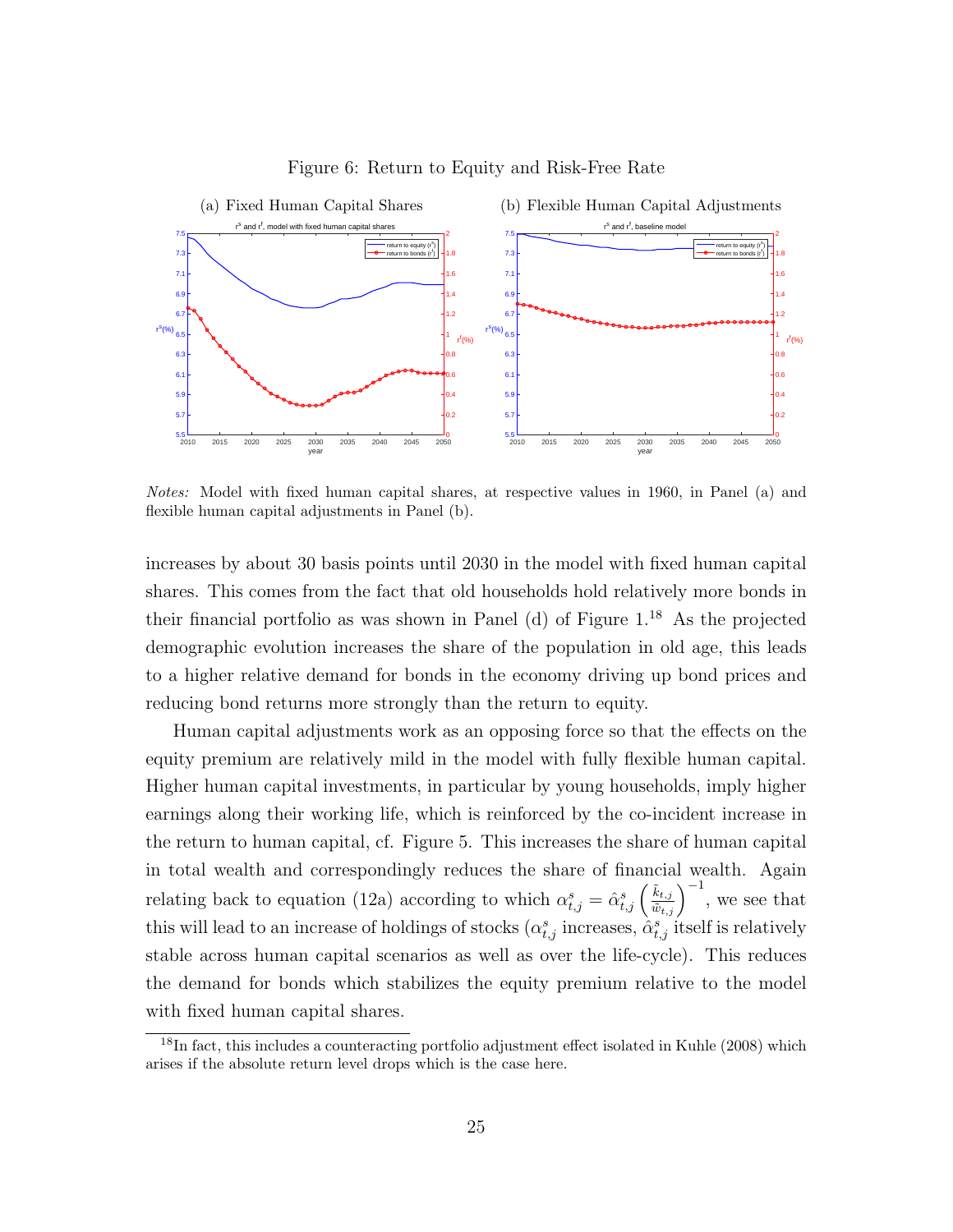Figure 6: Return to Equity and Risk-Free Rate

(a) Fixed Human Capital Shares

(b) Flexible Human Capital Adjustments

*Notes:* Model with fixed human capital shares, at respective values in 1960, in Panel (a) and flexible human capital adjustments in Panel (b).

increases by about 30 basis points until 2030 in the model with fixed human capital shares. This comes from the fact that old households hold relatively more bonds in their financial portfolio as was shown in Panel (d) of Figure 1.[18] As the projected demographic evolution increases the share of the population in old age, this leads to a higher relative demand for bonds in the economy driving up bond prices and reducing bond returns more strongly than the return to equity.

Human capital adjustments work as an opposing force so that the effects on the equity premium are relatively mild in the model with fully flexible human capital. Higher human capital investments, in particular by young households, imply higher earnings along their working life, which is reinforced by the co-incident increase in the return to human capital, cf. Figure 5. This increases the share of human capital in total wealth and correspondingly reduces the share of financial wealth. Again relating back to equation (12a) according to which $\alpha^s_{t,j} = \hat{\alpha}^s_{t,j} \left(\frac{\tilde{k}_{t,j}}{\tilde{w}_{t,j}}\right)^{-1}$, we see that this will lead to an increase of holdings of stocks ($\alpha^s_{t,j}$ increases, $\hat{\alpha}^s_{t,j}$ itself is relatively stable across human capital scenarios as well as over the life-cycle). This reduces the demand for bonds which stabilizes the equity premium relative to the model with fixed human capital shares.

[18] In fact, this includes a counteracting portfolio adjustment effect isolated in Kuhle (2008) which arises if the absolute return level drops which is the case here.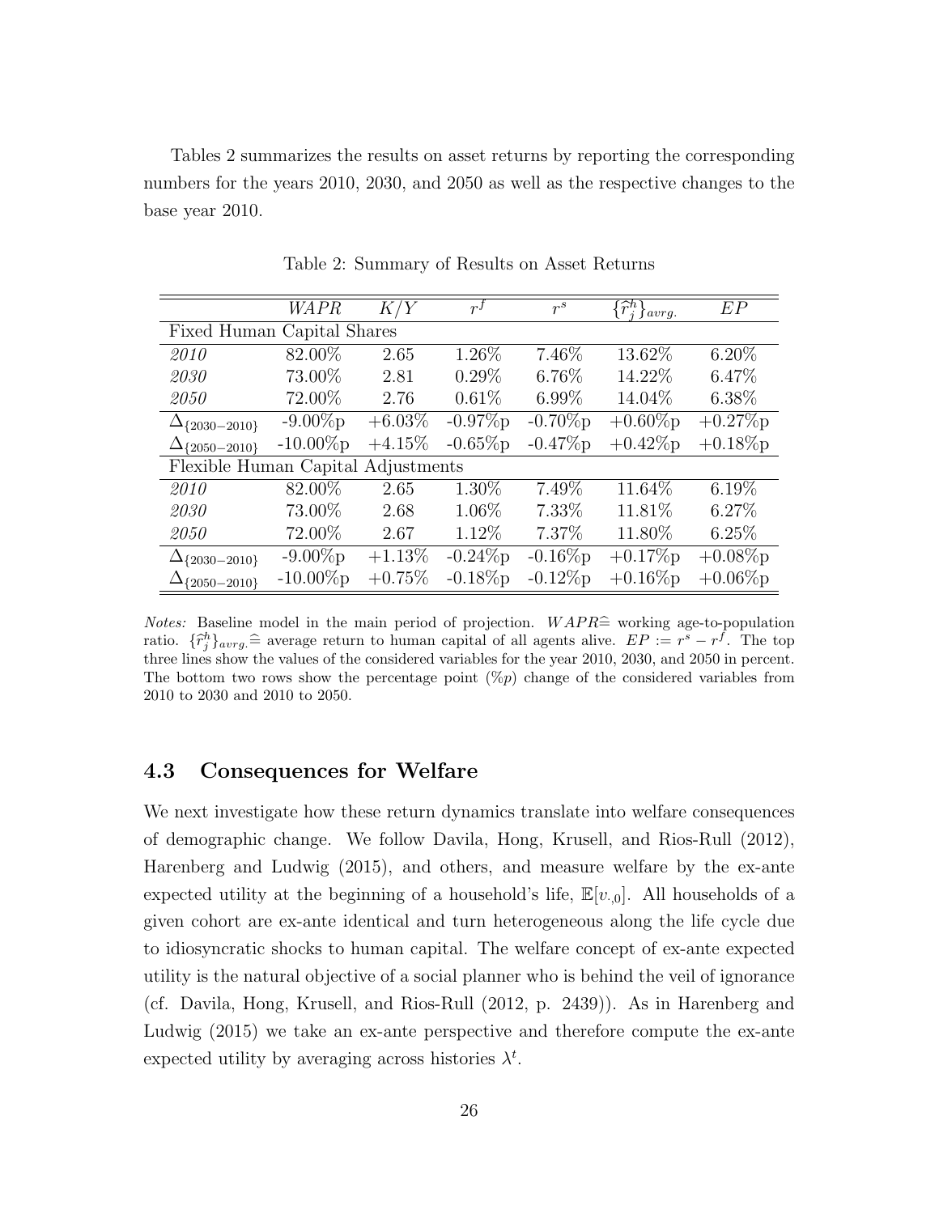Tables 2 summarizes the results on asset returns by reporting the corresponding numbers for the years 2010, 2030, and 2050 as well as the respective changes to the base year 2010.

Table 2: Summary of Results on Asset Returns

| | *WAPR* | $K/Y$ | $r^f$ | $r^s$ | $\{\widehat{r}_j^h\}_{avrg.}$ | $EP$ |
|---|---|---|---|---|---|---|
| Fixed Human Capital Shares | | | | | | |
| *2010* | 82.00% | 2.65 | 1.26% | 7.46% | 13.62% | 6.20% |
| *2030* | 73.00% | 2.81 | 0.29% | 6.76% | 14.22% | 6.47% |
| *2050* | 72.00% | 2.76 | 0.61% | 6.99% | 14.04% | 6.38% |
| $\Delta_{\{2030-2010\}}$ | -9.00%p | +6.03% | -0.97%p | -0.70%p | +0.60%p | +0.27%p |
| $\Delta_{\{2050-2010\}}$ | -10.00%p | +4.15% | -0.65%p | -0.47%p | +0.42%p | +0.18%p |
| Flexible Human Capital Adjustments | | | | | | |
| *2010* | 82.00% | 2.65 | 1.30% | 7.49% | 11.64% | 6.19% |
| *2030* | 73.00% | 2.68 | 1.06% | 7.33% | 11.81% | 6.27% |
| *2050* | 72.00% | 2.67 | 1.12% | 7.37% | 11.80% | 6.25% |
| $\Delta_{\{2030-2010\}}$ | -9.00%p | +1.13% | -0.24%p | -0.16%p | +0.17%p | +0.08%p |
| $\Delta_{\{2050-2010\}}$ | -10.00%p | +0.75% | -0.18%p | -0.12%p | +0.16%p | +0.06%p |

*Notes:* Baseline model in the main period of projection. $WAPR \widehat{=}$ working age-to-population ratio. $\{\widehat{r}_j^h\}_{avrg.} \widehat{=}$ average return to human capital of all agents alive. $EP := r^s - r^f$. The top three lines show the values of the considered variables for the year 2010, 2030, and 2050 in percent. The bottom two rows show the percentage point (%$p$) change of the considered variables from 2010 to 2030 and 2010 to 2050.

### 4.3 Consequences for Welfare

We next investigate how these return dynamics translate into welfare consequences of demographic change. We follow Davila, Hong, Krusell, and Rios-Rull (2012), Harenberg and Ludwig (2015), and others, and measure welfare by the ex-ante expected utility at the beginning of a household's life, $\mathbb{E}[v_{\cdot,0}]$. All households of a given cohort are ex-ante identical and turn heterogeneous along the life cycle due to idiosyncratic shocks to human capital. The welfare concept of ex-ante expected utility is the natural objective of a social planner who is behind the veil of ignorance (cf. Davila, Hong, Krusell, and Rios-Rull (2012, p. 2439)). As in Harenberg and Ludwig (2015) we take an ex-ante perspective and therefore compute the ex-ante expected utility by averaging across histories $\lambda^t$.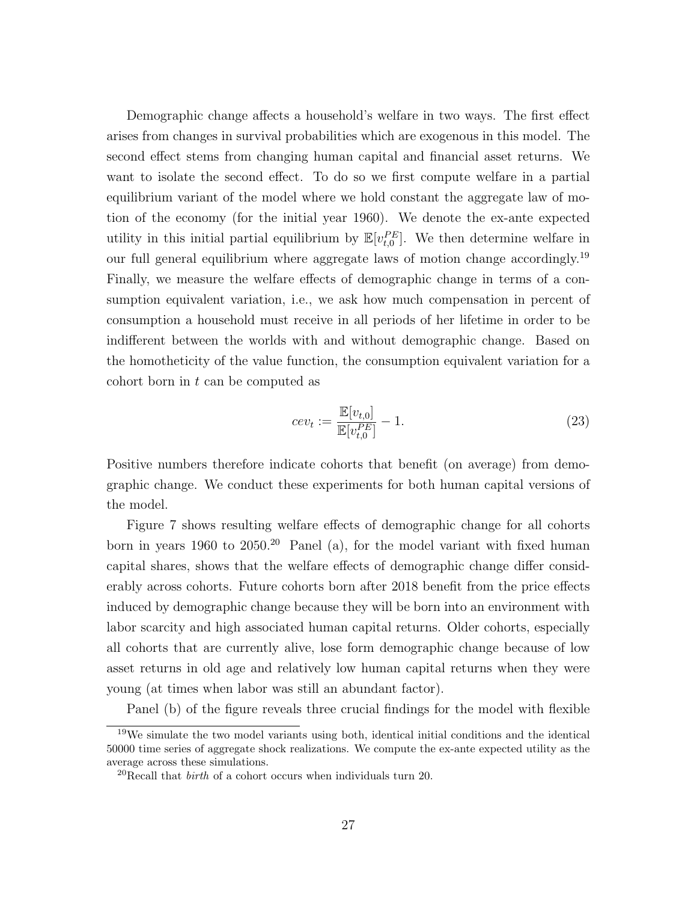Demographic change affects a household's welfare in two ways. The first effect arises from changes in survival probabilities which are exogenous in this model. The second effect stems from changing human capital and financial asset returns. We want to isolate the second effect. To do so we first compute welfare in a partial equilibrium variant of the model where we hold constant the aggregate law of motion of the economy (for the initial year 1960). We denote the ex-ante expected utility in this initial partial equilibrium by $\mathbb{E}[v_{t,0}^{PE}]$. We then determine welfare in our full general equilibrium where aggregate laws of motion change accordingly.[19] Finally, we measure the welfare effects of demographic change in terms of a consumption equivalent variation, i.e., we ask how much compensation in percent of consumption a household must receive in all periods of her lifetime in order to be indifferent between the worlds with and without demographic change. Based on the homotheticity of the value function, the consumption equivalent variation for a cohort born in $t$ can be computed as

$$cev_t := \frac{\mathbb{E}[v_{t,0}]}{\mathbb{E}[v_{t,0}^{PE}]} - 1. \tag{23}$$

Positive numbers therefore indicate cohorts that benefit (on average) from demographic change. We conduct these experiments for both human capital versions of the model.

Figure 7 shows resulting welfare effects of demographic change for all cohorts born in years 1960 to 2050.[20] Panel (a), for the model variant with fixed human capital shares, shows that the welfare effects of demographic change differ considerably across cohorts. Future cohorts born after 2018 benefit from the price effects induced by demographic change because they will be born into an environment with labor scarcity and high associated human capital returns. Older cohorts, especially all cohorts that are currently alive, lose form demographic change because of low asset returns in old age and relatively low human capital returns when they were young (at times when labor was still an abundant factor).

Panel (b) of the figure reveals three crucial findings for the model with flexible

[19] We simulate the two model variants using both, identical initial conditions and the identical 50000 time series of aggregate shock realizations. We compute the ex-ante expected utility as the average across these simulations.

[20] Recall that *birth* of a cohort occurs when individuals turn 20.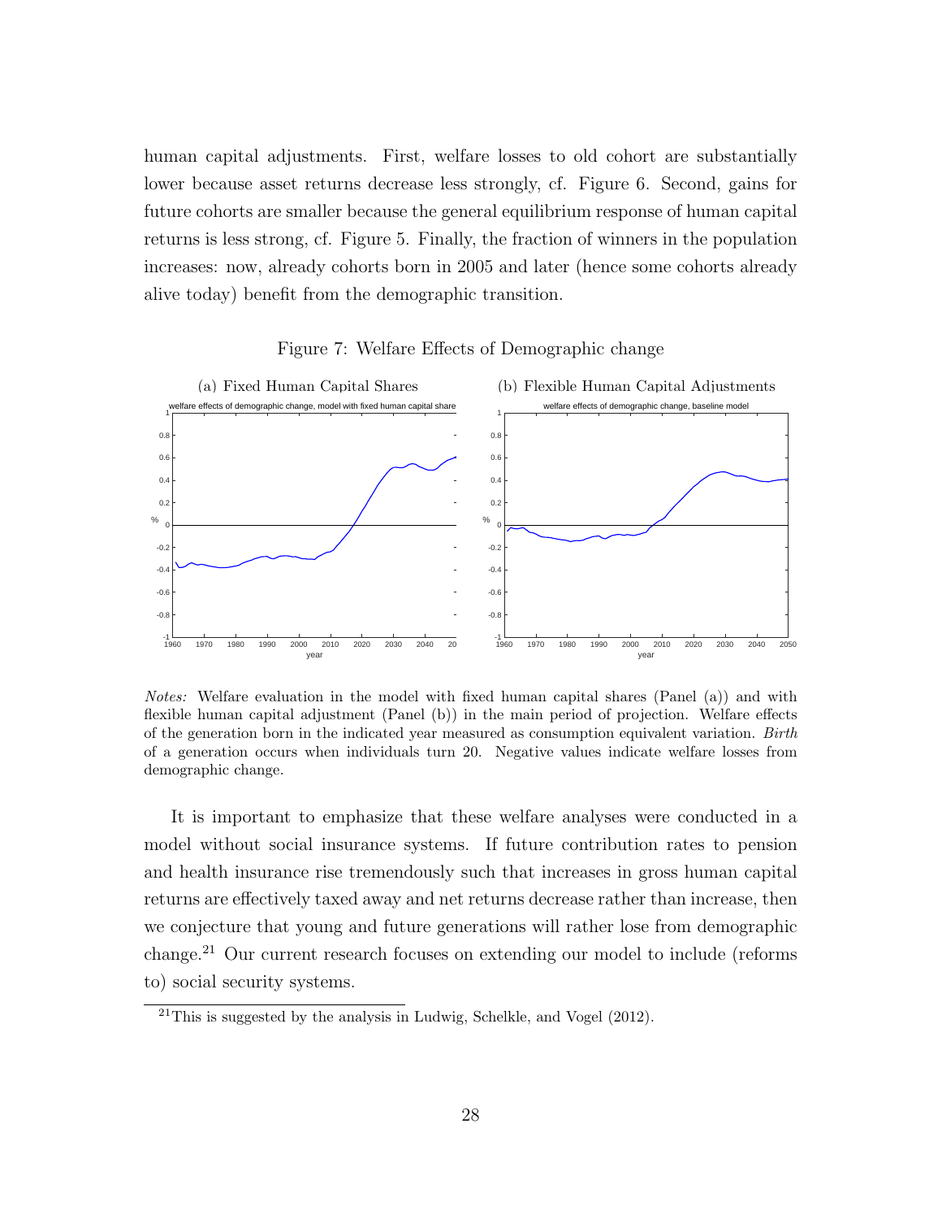human capital adjustments. First, welfare losses to old cohort are substantially lower because asset returns decrease less strongly, cf. Figure 6. Second, gains for future cohorts are smaller because the general equilibrium response of human capital returns is less strong, cf. Figure 5. Finally, the fraction of winners in the population increases: now, already cohorts born in 2005 and later (hence some cohorts already alive today) benefit from the demographic transition.

Figure 7: Welfare Effects of Demographic change

(a) Fixed Human Capital Shares

(b) Flexible Human Capital Adjustments

*Notes:* Welfare evaluation in the model with fixed human capital shares (Panel (a)) and with flexible human capital adjustment (Panel (b)) in the main period of projection. Welfare effects of the generation born in the indicated year measured as consumption equivalent variation. *Birth* of a generation occurs when individuals turn 20. Negative values indicate welfare losses from demographic change.

It is important to emphasize that these welfare analyses were conducted in a model without social insurance systems. If future contribution rates to pension and health insurance rise tremendously such that increases in gross human capital returns are effectively taxed away and net returns decrease rather than increase, then we conjecture that young and future generations will rather lose from demographic change.[21] Our current research focuses on extending our model to include (reforms to) social security systems.

[21] This is suggested by the analysis in Ludwig, Schelkle, and Vogel (2012).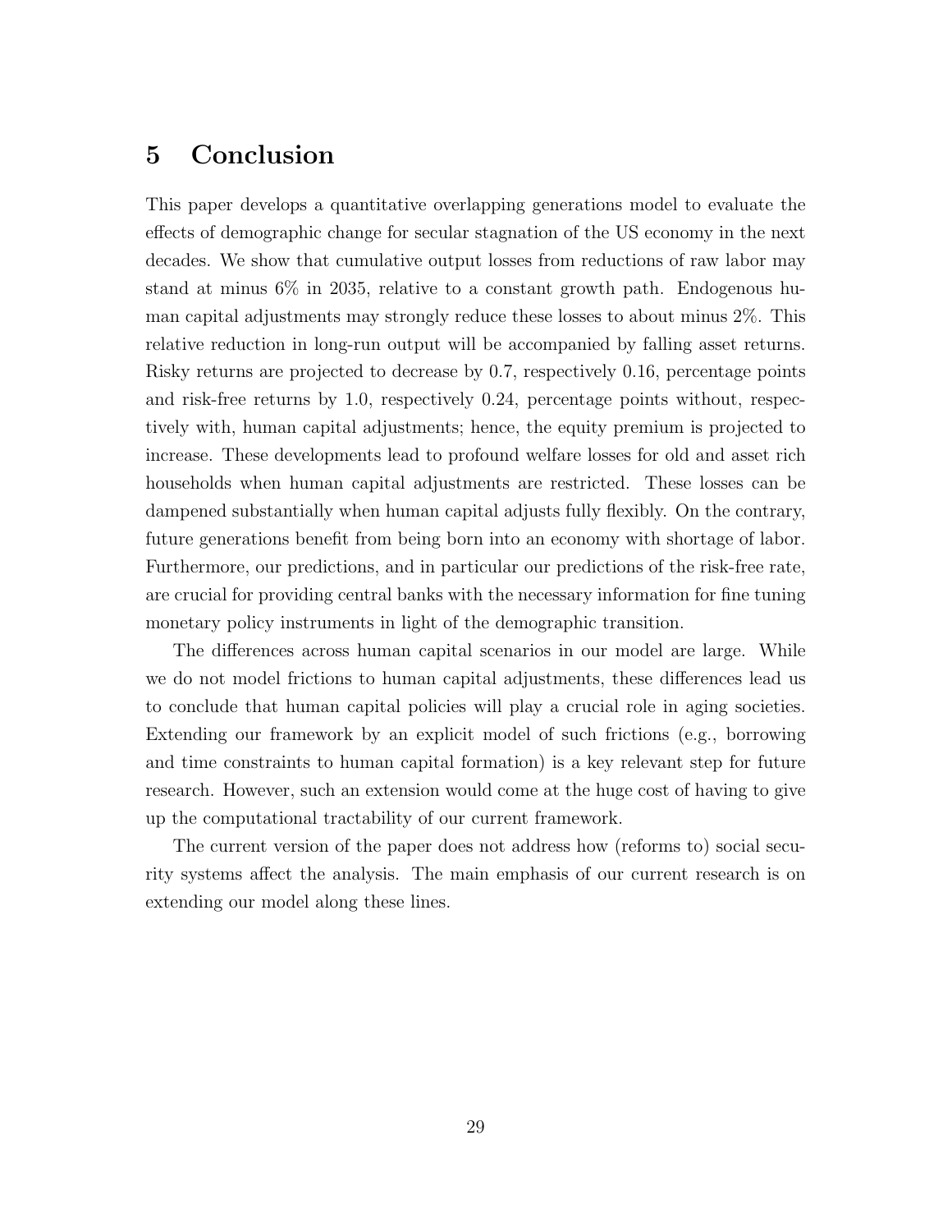## 5 Conclusion

This paper develops a quantitative overlapping generations model to evaluate the effects of demographic change for secular stagnation of the US economy in the next decades. We show that cumulative output losses from reductions of raw labor may stand at minus 6% in 2035, relative to a constant growth path. Endogenous human capital adjustments may strongly reduce these losses to about minus 2%. This relative reduction in long-run output will be accompanied by falling asset returns. Risky returns are projected to decrease by 0.7, respectively 0.16, percentage points and risk-free returns by 1.0, respectively 0.24, percentage points without, respectively with, human capital adjustments; hence, the equity premium is projected to increase. These developments lead to profound welfare losses for old and asset rich households when human capital adjustments are restricted. These losses can be dampened substantially when human capital adjusts fully flexibly. On the contrary, future generations benefit from being born into an economy with shortage of labor. Furthermore, our predictions, and in particular our predictions of the risk-free rate, are crucial for providing central banks with the necessary information for fine tuning monetary policy instruments in light of the demographic transition.

The differences across human capital scenarios in our model are large. While we do not model frictions to human capital adjustments, these differences lead us to conclude that human capital policies will play a crucial role in aging societies. Extending our framework by an explicit model of such frictions (e.g., borrowing and time constraints to human capital formation) is a key relevant step for future research. However, such an extension would come at the huge cost of having to give up the computational tractability of our current framework.

The current version of the paper does not address how (reforms to) social security systems affect the analysis. The main emphasis of our current research is on extending our model along these lines.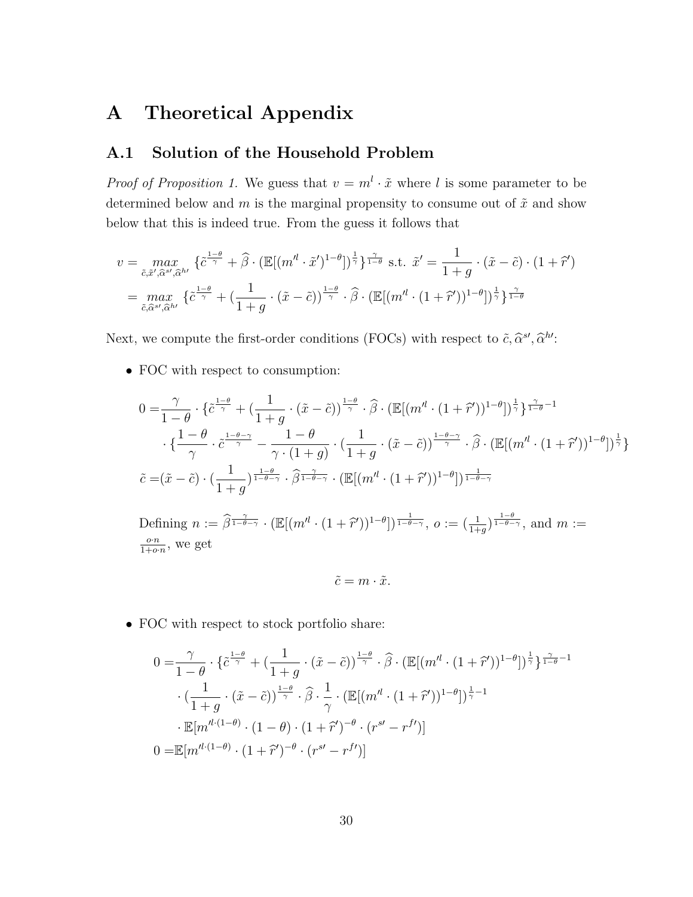# A Theoretical Appendix

## A.1 Solution of the Household Problem

*Proof of Proposition 1.* We guess that $v = m^l \cdot \tilde{x}$ where $l$ is some parameter to be determined below and $m$ is the marginal propensity to consume out of $\tilde{x}$ and show below that this is indeed true. From the guess it follows that

$$
\begin{aligned}
v &= \max_{\tilde{c},\tilde{x}',\widehat{\alpha}^{s\prime},\widehat{\alpha}^{h\prime}} \{\tilde{c}^{\frac{1-\theta}{\gamma}} + \widehat{\beta} \cdot (\mathbb{E}[(m'^{l} \cdot \tilde{x}')^{1-\theta}])^{\frac{1}{\gamma}}\}^{\frac{\gamma}{1-\theta}} \text{ s.t. } \tilde{x}' = \frac{1}{1+g} \cdot (\tilde{x} - \tilde{c}) \cdot (1+\widehat{r}') \\
&= \max_{\tilde{c},\widehat{\alpha}^{s\prime},\widehat{\alpha}^{h\prime}} \{\tilde{c}^{\frac{1-\theta}{\gamma}} + (\frac{1}{1+g} \cdot (\tilde{x} - \tilde{c}))^{\frac{1-\theta}{\gamma}} \cdot \widehat{\beta} \cdot (\mathbb{E}[(m'^{l} \cdot (1+\widehat{r}'))^{1-\theta}])^{\frac{1}{\gamma}}\}^{\frac{\gamma}{1-\theta}}
\end{aligned}
$$

Next, we compute the first-order conditions (FOCs) with respect to $\tilde{c}, \widehat{\alpha}^{s\prime}, \widehat{\alpha}^{h\prime}$:

- FOC with respect to consumption:

$$
\begin{aligned}
0 =& \frac{\gamma}{1-\theta} \cdot \{\tilde{c}^{\frac{1-\theta}{\gamma}} + (\frac{1}{1+g} \cdot (\tilde{x} - \tilde{c}))^{\frac{1-\theta}{\gamma}} \cdot \widehat{\beta} \cdot (\mathbb{E}[(m'^{l} \cdot (1+\widehat{r}'))^{1-\theta}])^{\frac{1}{\gamma}}\}^{\frac{\gamma}{1-\theta}-1} \\
& \cdot \{\frac{1-\theta}{\gamma} \cdot \tilde{c}^{\frac{1-\theta-\gamma}{\gamma}} - \frac{1-\theta}{\gamma \cdot (1+g)} \cdot (\frac{1}{1+g} \cdot (\tilde{x} - \tilde{c}))^{\frac{1-\theta-\gamma}{\gamma}} \cdot \widehat{\beta} \cdot (\mathbb{E}[(m'^{l} \cdot (1+\widehat{r}'))^{1-\theta}])^{\frac{1}{\gamma}}\} \\
\tilde{c} =& (\tilde{x} - \tilde{c}) \cdot (\frac{1}{1+g})^{\frac{1-\theta}{1-\theta-\gamma}} \cdot \widehat{\beta}^{\frac{\gamma}{1-\theta-\gamma}} \cdot (\mathbb{E}[(m'^{l} \cdot (1+\widehat{r}'))^{1-\theta}])^{\frac{1}{1-\theta-\gamma}}
\end{aligned}
$$

  Defining $n := \widehat{\beta}^{\frac{\gamma}{1-\theta-\gamma}} \cdot (\mathbb{E}[(m'^{l} \cdot (1+\widehat{r}'))^{1-\theta}])^{\frac{1}{1-\theta-\gamma}}$, $o := (\frac{1}{1+g})^{\frac{1-\theta}{1-\theta-\gamma}}$, and $m := \frac{o \cdot n}{1+o \cdot n}$, we get

$$
\tilde{c} = m \cdot \tilde{x}.
$$

- FOC with respect to stock portfolio share:

$$
\begin{aligned}
0 =& \frac{\gamma}{1-\theta} \cdot \{\tilde{c}^{\frac{1-\theta}{\gamma}} + (\frac{1}{1+g} \cdot (\tilde{x} - \tilde{c}))^{\frac{1-\theta}{\gamma}} \cdot \widehat{\beta} \cdot (\mathbb{E}[(m'^{l} \cdot (1+\widehat{r}'))^{1-\theta}])^{\frac{1}{\gamma}}\}^{\frac{\gamma}{1-\theta}-1} \\
& \cdot (\frac{1}{1+g} \cdot (\tilde{x} - \tilde{c}))^{\frac{1-\theta}{\gamma}} \cdot \widehat{\beta} \cdot \frac{1}{\gamma} \cdot (\mathbb{E}[(m'^{l} \cdot (1+\widehat{r}'))^{1-\theta}])^{\frac{1}{\gamma}-1} \\
& \cdot \mathbb{E}[m'^{l \cdot (1-\theta)} \cdot (1-\theta) \cdot (1+\widehat{r}')^{-\theta} \cdot (r^{s\prime} - r^{f\prime})] \\
0 =& \mathbb{E}[m'^{l \cdot (1-\theta)} \cdot (1+\widehat{r}')^{-\theta} \cdot (r^{s\prime} - r^{f\prime})]
\end{aligned}
$$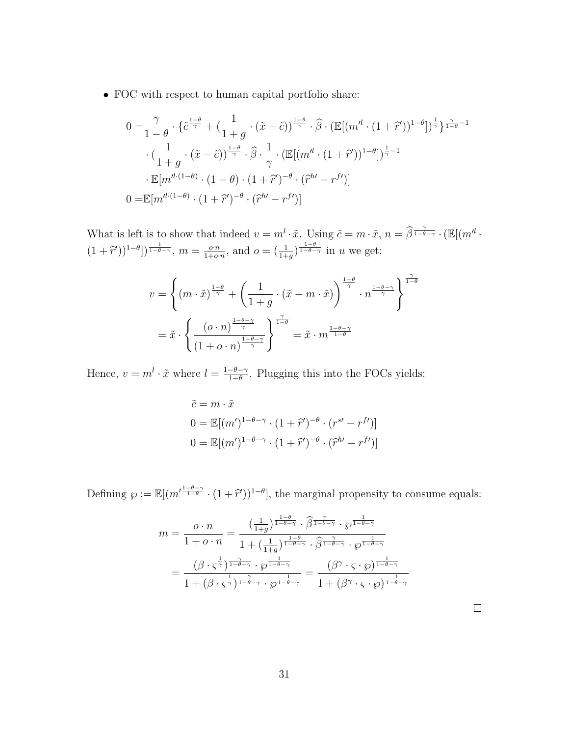- FOC with respect to human capital portfolio share:

$$
\begin{aligned}
0 =& \frac{\gamma}{1-\theta} \cdot \{\tilde{c}^{\frac{1-\theta}{\gamma}} + (\frac{1}{1+g} \cdot (\tilde{x} - \tilde{c}))^{\frac{1-\theta}{\gamma}} \cdot \widehat{\beta} \cdot (\mathbb{E}[(m'^{l} \cdot (1+\widehat{r}'))^{1-\theta}])^{\frac{1}{\gamma}}\}^{\frac{\gamma}{1-\theta}-1} \\
& \cdot (\frac{1}{1+g} \cdot (\tilde{x} - \tilde{c}))^{\frac{1-\theta}{\gamma}} \cdot \widehat{\beta} \cdot \frac{1}{\gamma} \cdot (\mathbb{E}[(m'^{l} \cdot (1+\widehat{r}'))^{1-\theta}])^{\frac{1}{\gamma}-1} \\
& \cdot \mathbb{E}[m'^{l \cdot (1-\theta)} \cdot (1-\theta) \cdot (1+\widehat{r}')^{-\theta} \cdot (\widehat{r}^{h\prime} - r^{f\prime})] \\
0 =& \mathbb{E}[m'^{l \cdot (1-\theta)} \cdot (1+\widehat{r}')^{-\theta} \cdot (\widehat{r}^{h\prime} - r^{f\prime})]
\end{aligned}
$$

What is left is to show that indeed $v = m^l \cdot \tilde{x}$. Using $\tilde{c} = m \cdot \tilde{x}$, $n = \widehat{\beta}^{\frac{\gamma}{1-\theta-\gamma}} \cdot (\mathbb{E}[(m'^{l} \cdot (1+\widehat{r}'))^{1-\theta}])^{\frac{1}{1-\theta-\gamma}}$, $m = \frac{o \cdot n}{1+o \cdot n}$, and $o = (\frac{1}{1+g})^{\frac{1-\theta}{1-\theta-\gamma}}$ in $u$ we get:

$$
\begin{aligned}
v &= \left\{ (m \cdot \tilde{x})^{\frac{1-\theta}{\gamma}} + \left( \frac{1}{1+g} \cdot (\tilde{x} - m \cdot \tilde{x}) \right)^{\frac{1-\theta}{\gamma}} \cdot n^{\frac{1-\theta-\gamma}{\gamma}} \right\}^{\frac{\gamma}{1-\theta}} \\
&= \tilde{x} \cdot \left\{ \frac{(o \cdot n)^{\frac{1-\theta-\gamma}{\gamma}}}{(1+o \cdot n)^{\frac{1-\theta-\gamma}{\gamma}}} \right\}^{\frac{\gamma}{1-\theta}} = \tilde{x} \cdot m^{\frac{1-\theta-\gamma}{1-\theta}}
\end{aligned}
$$

Hence, $v = m^l \cdot \tilde{x}$ where $l = \frac{1-\theta-\gamma}{1-\theta}$. Plugging this into the FOCs yields:

$$
\begin{aligned}
&\tilde{c} = m \cdot \tilde{x} \\
&0 = \mathbb{E}[(m')^{1-\theta-\gamma} \cdot (1+\widehat{r}')^{-\theta} \cdot (r^{s\prime} - r^{f\prime})] \\
&0 = \mathbb{E}[(m')^{1-\theta-\gamma} \cdot (1+\widehat{r}')^{-\theta} \cdot (\widehat{r}^{h\prime} - r^{f\prime})]
\end{aligned}
$$

Defining $\wp := \mathbb{E}[(m'^{\frac{1-\theta-\gamma}{1-\theta}} \cdot (1+\widehat{r}'))^{1-\theta}]$, the marginal propensity to consume equals:

$$
\begin{aligned}
m &= \frac{o \cdot n}{1+o \cdot n} = \frac{(\frac{1}{1+g})^{\frac{1-\theta}{1-\theta-\gamma}} \cdot \widehat{\beta}^{\frac{\gamma}{1-\theta-\gamma}} \cdot \wp^{\frac{1}{1-\theta-\gamma}}}{1 + (\frac{1}{1+g})^{\frac{1-\theta}{1-\theta-\gamma}} \cdot \widehat{\beta}^{\frac{\gamma}{1-\theta-\gamma}} \cdot \wp^{\frac{1}{1-\theta-\gamma}}} \\
&= \frac{(\beta \cdot \varsigma^{\frac{1}{\gamma}})^{\frac{\gamma}{1-\theta-\gamma}} \cdot \wp^{\frac{1}{1-\theta-\gamma}}}{1 + (\beta \cdot \varsigma^{\frac{1}{\gamma}})^{\frac{\gamma}{1-\theta-\gamma}} \cdot \wp^{\frac{1}{1-\theta-\gamma}}} = \frac{(\beta^{\gamma} \cdot \varsigma \cdot \wp)^{\frac{1}{1-\theta-\gamma}}}{1 + (\beta^{\gamma} \cdot \varsigma \cdot \wp)^{\frac{1}{1-\theta-\gamma}}}
\end{aligned}
$$

□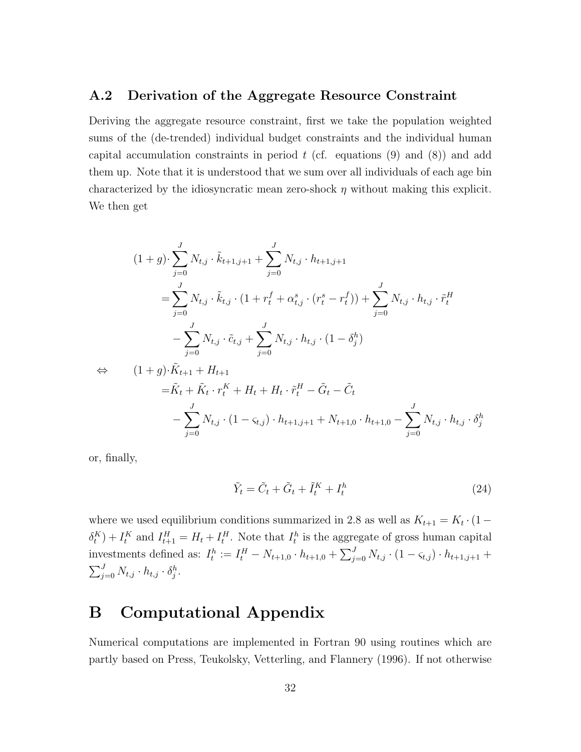### A.2 Derivation of the Aggregate Resource Constraint

Deriving the aggregate resource constraint, first we take the population weighted sums of the (de-trended) individual budget constraints and the individual human capital accumulation constraints in period $t$ (cf. equations (9) and (8)) and add them up. Note that it is understood that we sum over all individuals of each age bin characterized by the idiosyncratic mean zero-shock $\eta$ without making this explicit. We then get

$$
\begin{aligned}
&(1+g)\cdot\sum_{j=0}^{J} N_{t,j}\cdot\tilde{k}_{t+1,j+1} + \sum_{j=0}^{J} N_{t,j}\cdot h_{t+1,j+1} \\
&\quad=\sum_{j=0}^{J} N_{t,j}\cdot\tilde{k}_{t,j}\cdot(1+r_t^f+\alpha_{t,j}^s\cdot(r_t^s-r_t^f)) + \sum_{j=0}^{J} N_{t,j}\cdot h_{t,j}\cdot\tilde{r}_t^H \\
&\quad\quad-\sum_{j=0}^{J} N_{t,j}\cdot\tilde{c}_{t,j} + \sum_{j=0}^{J} N_{t,j}\cdot h_{t,j}\cdot(1-\delta_j^h) \\
\Leftrightarrow\quad &(1+g)\cdot\tilde{K}_{t+1} + H_{t+1} \\
&\quad=\tilde{K}_t + \tilde{K}_t\cdot r_t^K + H_t + H_t\cdot\tilde{r}_t^H - \tilde{G}_t - \tilde{C}_t \\
&\quad\quad-\sum_{j=0}^{J} N_{t,j}\cdot(1-\varsigma_{t,j})\cdot h_{t+1,j+1} + N_{t+1,0}\cdot h_{t+1,0} - \sum_{j=0}^{J} N_{t,j}\cdot h_{t,j}\cdot\delta_j^h
\end{aligned}
$$

or, finally,

$$
\tilde{Y}_t = \tilde{C}_t + \tilde{G}_t + \tilde{I}_t^K + I_t^h \tag{24}
$$

where we used equilibrium conditions summarized in 2.8 as well as $K_{t+1} = K_t\cdot(1-\delta_t^K) + I_t^K$ and $I_{t+1}^H = H_t + I_t^H$. Note that $I_t^h$ is the aggregate of gross human capital investments defined as: $I_t^h := I_t^H - N_{t+1,0}\cdot h_{t+1,0} + \sum_{j=0}^{J} N_{t,j}\cdot(1-\varsigma_{t,j})\cdot h_{t+1,j+1} + \sum_{j=0}^{J} N_{t,j}\cdot h_{t,j}\cdot\delta_j^h$.

# B Computational Appendix

Numerical computations are implemented in Fortran 90 using routines which are partly based on Press, Teukolsky, Vetterling, and Flannery (1996). If not otherwise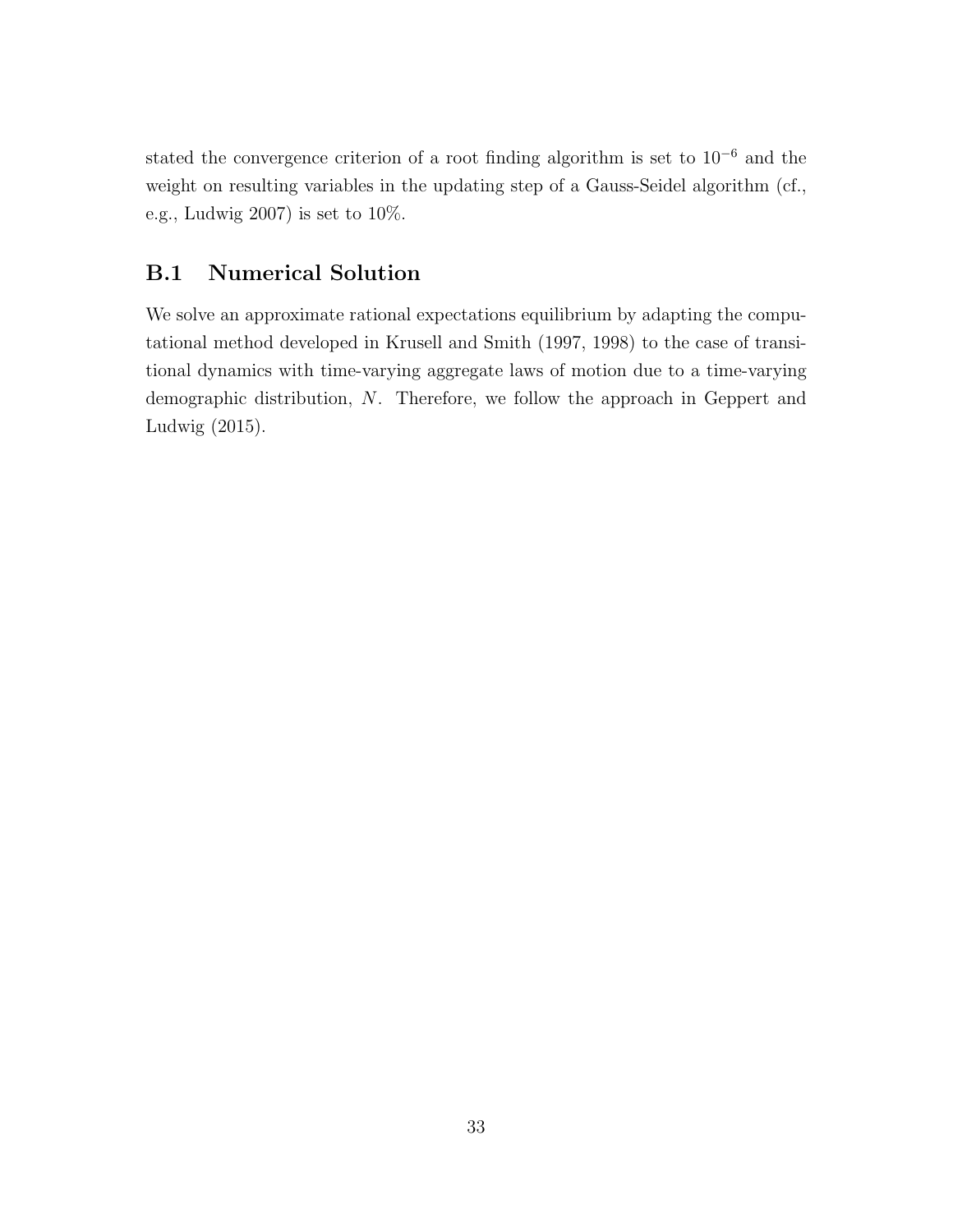stated the convergence criterion of a root finding algorithm is set to $10^{-6}$ and the weight on resulting variables in the updating step of a Gauss-Seidel algorithm (cf., e.g., Ludwig 2007) is set to 10%.

## B.1 Numerical Solution

We solve an approximate rational expectations equilibrium by adapting the computational method developed in Krusell and Smith (1997, 1998) to the case of transitional dynamics with time-varying aggregate laws of motion due to a time-varying demographic distribution, $N$. Therefore, we follow the approach in Geppert and Ludwig (2015).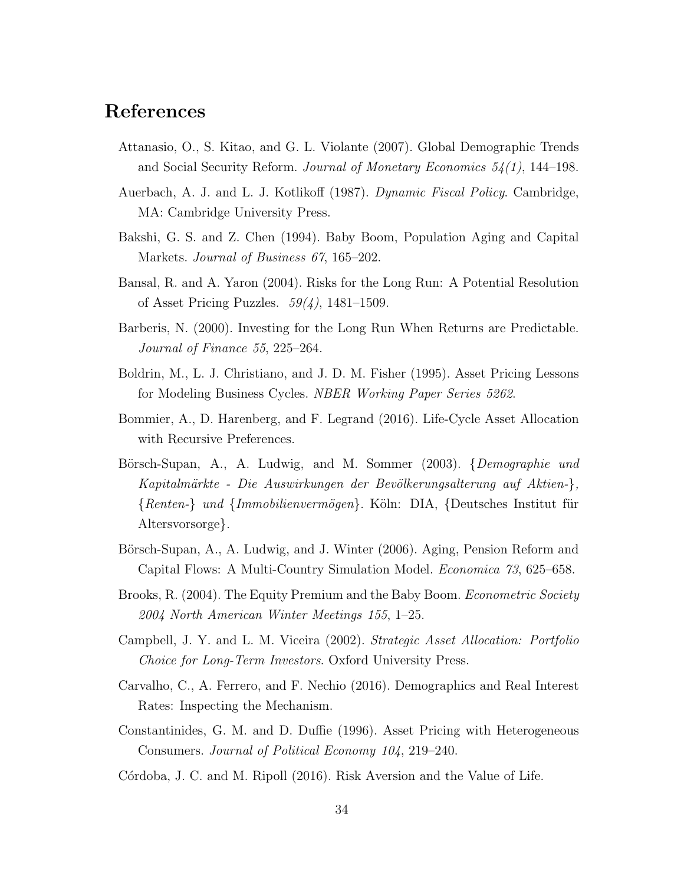# References

Attanasio, O., S. Kitao, and G. L. Violante (2007). Global Demographic Trends and Social Security Reform. *Journal of Monetary Economics 54(1)*, 144–198.

Auerbach, A. J. and L. J. Kotlikoff (1987). *Dynamic Fiscal Policy*. Cambridge, MA: Cambridge University Press.

Bakshi, G. S. and Z. Chen (1994). Baby Boom, Population Aging and Capital Markets. *Journal of Business 67*, 165–202.

Bansal, R. and A. Yaron (2004). Risks for the Long Run: A Potential Resolution of Asset Pricing Puzzles. *59(4)*, 1481–1509.

Barberis, N. (2000). Investing for the Long Run When Returns are Predictable. *Journal of Finance 55*, 225–264.

Boldrin, M., L. J. Christiano, and J. D. M. Fisher (1995). Asset Pricing Lessons for Modeling Business Cycles. *NBER Working Paper Series 5262*.

Bommier, A., D. Harenberg, and F. Legrand (2016). Life-Cycle Asset Allocation with Recursive Preferences.

Börsch-Supan, A., A. Ludwig, and M. Sommer (2003). {*Demographie und Kapitalmärkte - Die Auswirkungen der Bevölkerungsalterung auf Aktien-*}, {*Renten-*} *und* {*Immobilienvermögen*}. Köln: DIA, {Deutsches Institut für Altersvorsorge}.

Börsch-Supan, A., A. Ludwig, and J. Winter (2006). Aging, Pension Reform and Capital Flows: A Multi-Country Simulation Model. *Economica 73*, 625–658.

Brooks, R. (2004). The Equity Premium and the Baby Boom. *Econometric Society 2004 North American Winter Meetings 155*, 1–25.

Campbell, J. Y. and L. M. Viceira (2002). *Strategic Asset Allocation: Portfolio Choice for Long-Term Investors*. Oxford University Press.

Carvalho, C., A. Ferrero, and F. Nechio (2016). Demographics and Real Interest Rates: Inspecting the Mechanism.

Constantinides, G. M. and D. Duffie (1996). Asset Pricing with Heterogeneous Consumers. *Journal of Political Economy 104*, 219–240.

Córdoba, J. C. and M. Ripoll (2016). Risk Aversion and the Value of Life.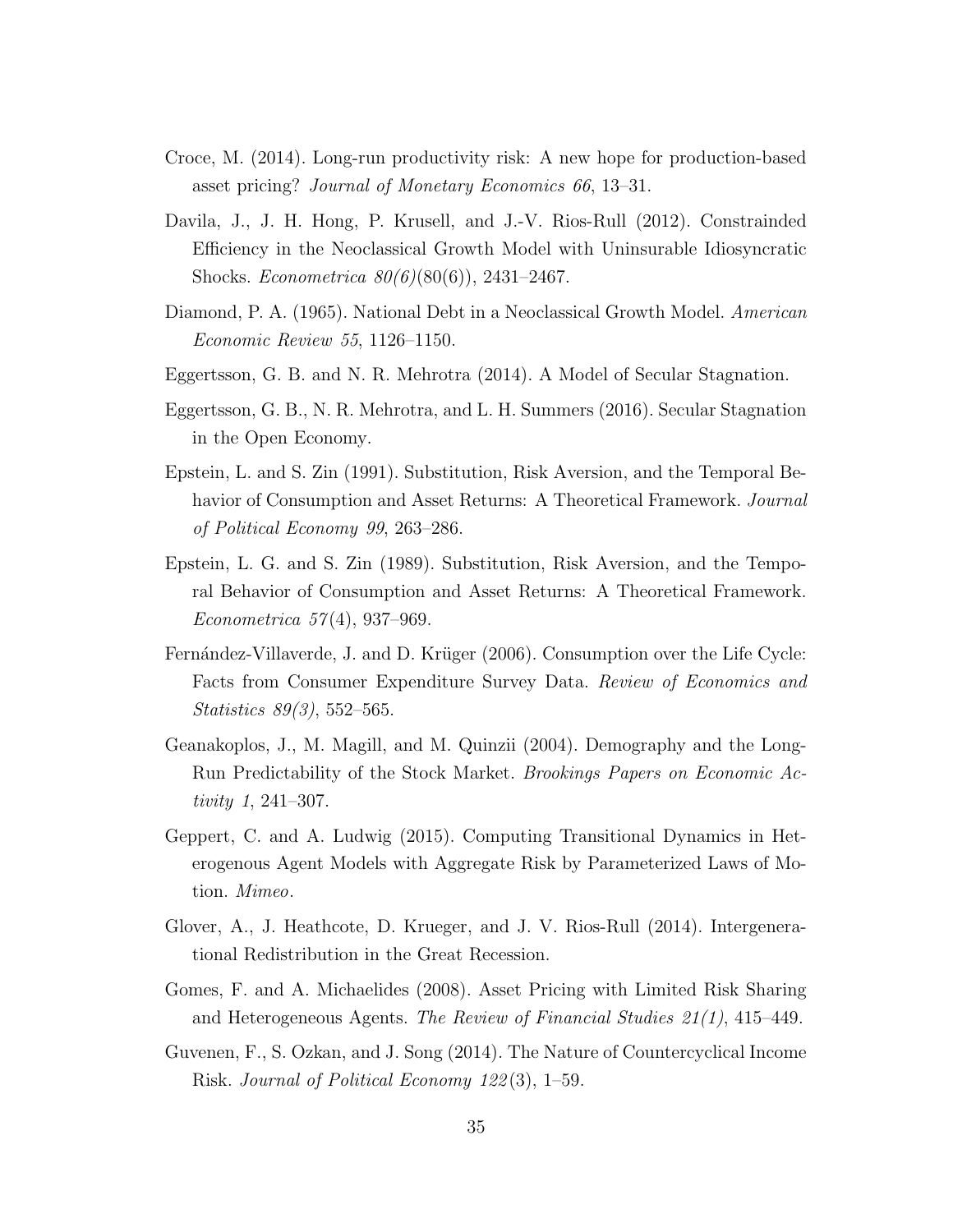Croce, M. (2014). Long-run productivity risk: A new hope for production-based asset pricing? *Journal of Monetary Economics 66*, 13–31.

Davila, J., J. H. Hong, P. Krusell, and J.-V. Rios-Rull (2012). Constrainded Efficiency in the Neoclassical Growth Model with Uninsurable Idiosyncratic Shocks. *Econometrica 80(6)*(80(6)), 2431–2467.

Diamond, P. A. (1965). National Debt in a Neoclassical Growth Model. *American Economic Review 55*, 1126–1150.

Eggertsson, G. B. and N. R. Mehrotra (2014). A Model of Secular Stagnation.

Eggertsson, G. B., N. R. Mehrotra, and L. H. Summers (2016). Secular Stagnation in the Open Economy.

Epstein, L. and S. Zin (1991). Substitution, Risk Aversion, and the Temporal Behavior of Consumption and Asset Returns: A Theoretical Framework. *Journal of Political Economy 99*, 263–286.

Epstein, L. G. and S. Zin (1989). Substitution, Risk Aversion, and the Temporal Behavior of Consumption and Asset Returns: A Theoretical Framework. *Econometrica 57*(4), 937–969.

Fernández-Villaverde, J. and D. Krüger (2006). Consumption over the Life Cycle: Facts from Consumer Expenditure Survey Data. *Review of Economics and Statistics 89(3)*, 552–565.

Geanakoplos, J., M. Magill, and M. Quinzii (2004). Demography and the Long-Run Predictability of the Stock Market. *Brookings Papers on Economic Activity 1*, 241–307.

Geppert, C. and A. Ludwig (2015). Computing Transitional Dynamics in Heterogenous Agent Models with Aggregate Risk by Parameterized Laws of Motion. *Mimeo*.

Glover, A., J. Heathcote, D. Krueger, and J. V. Rios-Rull (2014). Intergenerational Redistribution in the Great Recession.

Gomes, F. and A. Michaelides (2008). Asset Pricing with Limited Risk Sharing and Heterogeneous Agents. *The Review of Financial Studies 21(1)*, 415–449.

Guvenen, F., S. Ozkan, and J. Song (2014). The Nature of Countercyclical Income Risk. *Journal of Political Economy 122*(3), 1–59.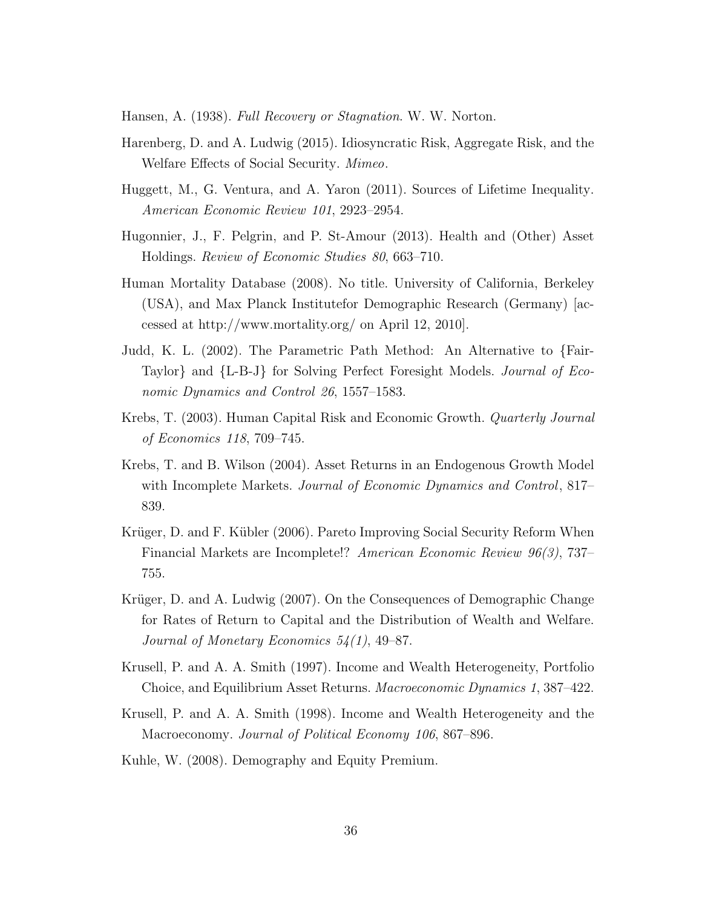Hansen, A. (1938). *Full Recovery or Stagnation*. W. W. Norton.

Harenberg, D. and A. Ludwig (2015). Idiosyncratic Risk, Aggregate Risk, and the Welfare Effects of Social Security. *Mimeo*.

Huggett, M., G. Ventura, and A. Yaron (2011). Sources of Lifetime Inequality. *American Economic Review 101*, 2923–2954.

Hugonnier, J., F. Pelgrin, and P. St-Amour (2013). Health and (Other) Asset Holdings. *Review of Economic Studies 80*, 663–710.

Human Mortality Database (2008). No title. University of California, Berkeley (USA), and Max Planck Institutefor Demographic Research (Germany) [accessed at http://www.mortality.org/ on April 12, 2010].

Judd, K. L. (2002). The Parametric Path Method: An Alternative to {Fair-Taylor} and {L-B-J} for Solving Perfect Foresight Models. *Journal of Economic Dynamics and Control 26*, 1557–1583.

Krebs, T. (2003). Human Capital Risk and Economic Growth. *Quarterly Journal of Economics 118*, 709–745.

Krebs, T. and B. Wilson (2004). Asset Returns in an Endogenous Growth Model with Incomplete Markets. *Journal of Economic Dynamics and Control*, 817–839.

Krüger, D. and F. Kübler (2006). Pareto Improving Social Security Reform When Financial Markets are Incomplete!? *American Economic Review 96(3)*, 737–755.

Krüger, D. and A. Ludwig (2007). On the Consequences of Demographic Change for Rates of Return to Capital and the Distribution of Wealth and Welfare. *Journal of Monetary Economics 54(1)*, 49–87.

Krusell, P. and A. A. Smith (1997). Income and Wealth Heterogeneity, Portfolio Choice, and Equilibrium Asset Returns. *Macroeconomic Dynamics 1*, 387–422.

Krusell, P. and A. A. Smith (1998). Income and Wealth Heterogeneity and the Macroeconomy. *Journal of Political Economy 106*, 867–896.

Kuhle, W. (2008). Demography and Equity Premium.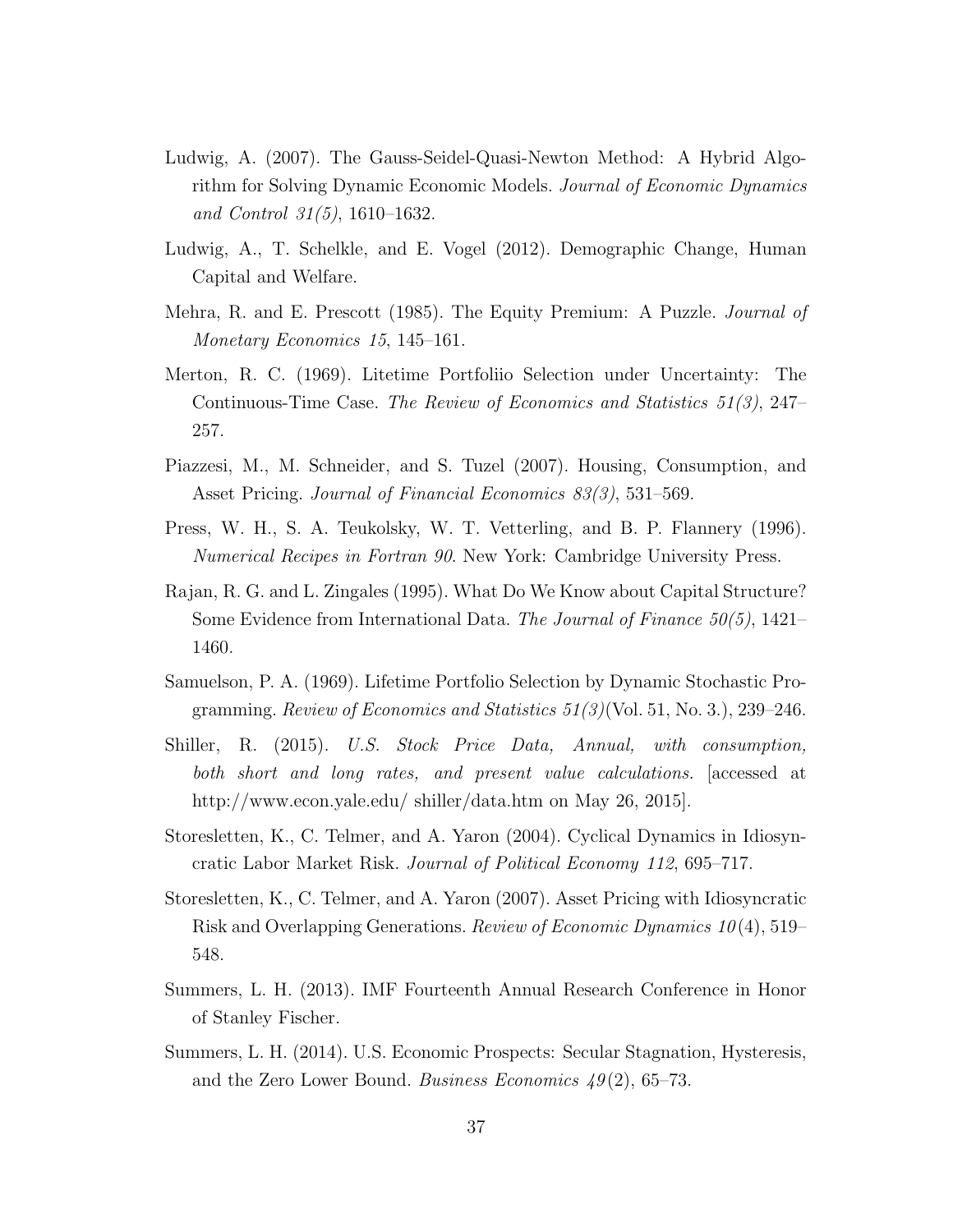Ludwig, A. (2007). The Gauss-Seidel-Quasi-Newton Method: A Hybrid Algorithm for Solving Dynamic Economic Models. *Journal of Economic Dynamics and Control 31(5)*, 1610–1632.

Ludwig, A., T. Schelkle, and E. Vogel (2012). Demographic Change, Human Capital and Welfare.

Mehra, R. and E. Prescott (1985). The Equity Premium: A Puzzle. *Journal of Monetary Economics 15*, 145–161.

Merton, R. C. (1969). Litetime Portfoliio Selection under Uncertainty: The Continuous-Time Case. *The Review of Economics and Statistics 51(3)*, 247–257.

Piazzesi, M., M. Schneider, and S. Tuzel (2007). Housing, Consumption, and Asset Pricing. *Journal of Financial Economics 83(3)*, 531–569.

Press, W. H., S. A. Teukolsky, W. T. Vetterling, and B. P. Flannery (1996). *Numerical Recipes in Fortran 90*. New York: Cambridge University Press.

Rajan, R. G. and L. Zingales (1995). What Do We Know about Capital Structure? Some Evidence from International Data. *The Journal of Finance 50(5)*, 1421–1460.

Samuelson, P. A. (1969). Lifetime Portfolio Selection by Dynamic Stochastic Programming. *Review of Economics and Statistics 51(3)*(Vol. 51, No. 3.), 239–246.

Shiller, R. (2015). *U.S. Stock Price Data, Annual, with consumption, both short and long rates, and present value calculations.* [accessed at http://www.econ.yale.edu/ shiller/data.htm on May 26, 2015].

Storesletten, K., C. Telmer, and A. Yaron (2004). Cyclical Dynamics in Idiosyncratic Labor Market Risk. *Journal of Political Economy 112*, 695–717.

Storesletten, K., C. Telmer, and A. Yaron (2007). Asset Pricing with Idiosyncratic Risk and Overlapping Generations. *Review of Economic Dynamics 10*(4), 519–548.

Summers, L. H. (2013). IMF Fourteenth Annual Research Conference in Honor of Stanley Fischer.

Summers, L. H. (2014). U.S. Economic Prospects: Secular Stagnation, Hysteresis, and the Zero Lower Bound. *Business Economics 49*(2), 65–73.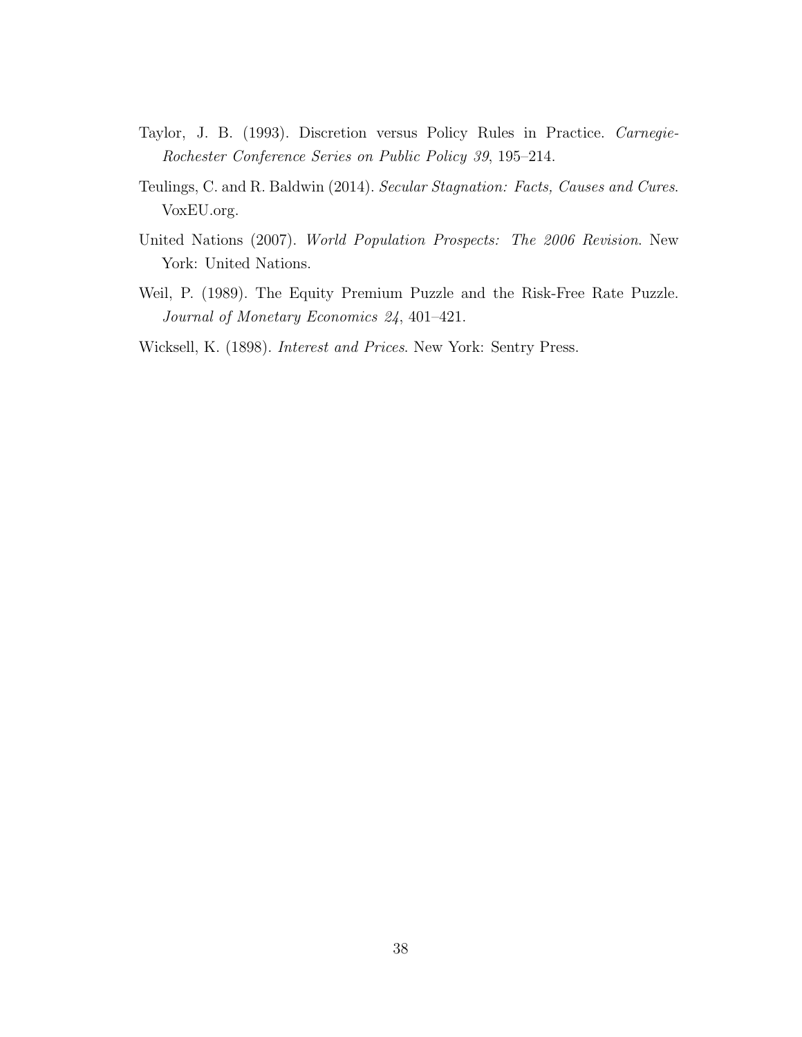Taylor, J. B. (1993). Discretion versus Policy Rules in Practice. *Carnegie-Rochester Conference Series on Public Policy 39*, 195–214.

Teulings, C. and R. Baldwin (2014). *Secular Stagnation: Facts, Causes and Cures*. VoxEU.org.

United Nations (2007). *World Population Prospects: The 2006 Revision*. New York: United Nations.

Weil, P. (1989). The Equity Premium Puzzle and the Risk-Free Rate Puzzle. *Journal of Monetary Economics 24*, 401–421.

Wicksell, K. (1898). *Interest and Prices*. New York: Sentry Press.